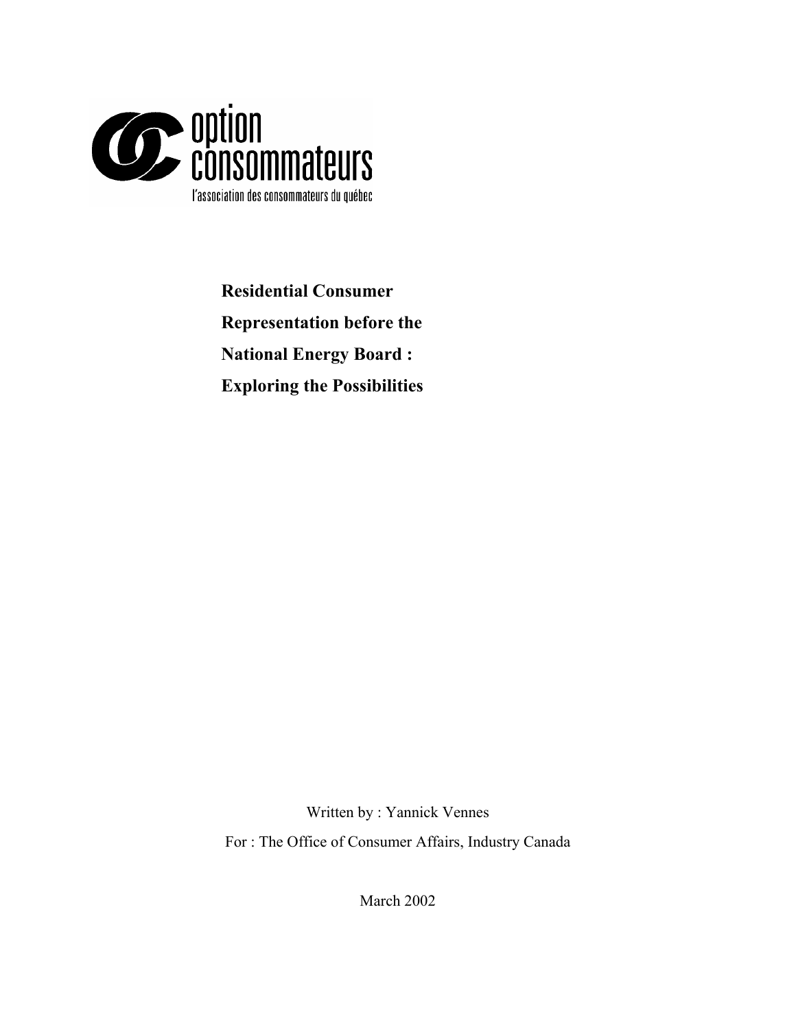option consommateurs

l'association des consommateurs du québec

# Residential Consumer Representation before the National Energy Board : Exploring the Possibilities

Written by : Yannick Vennes

For : The Office of Consumer Affairs, Industry Canada

March 2002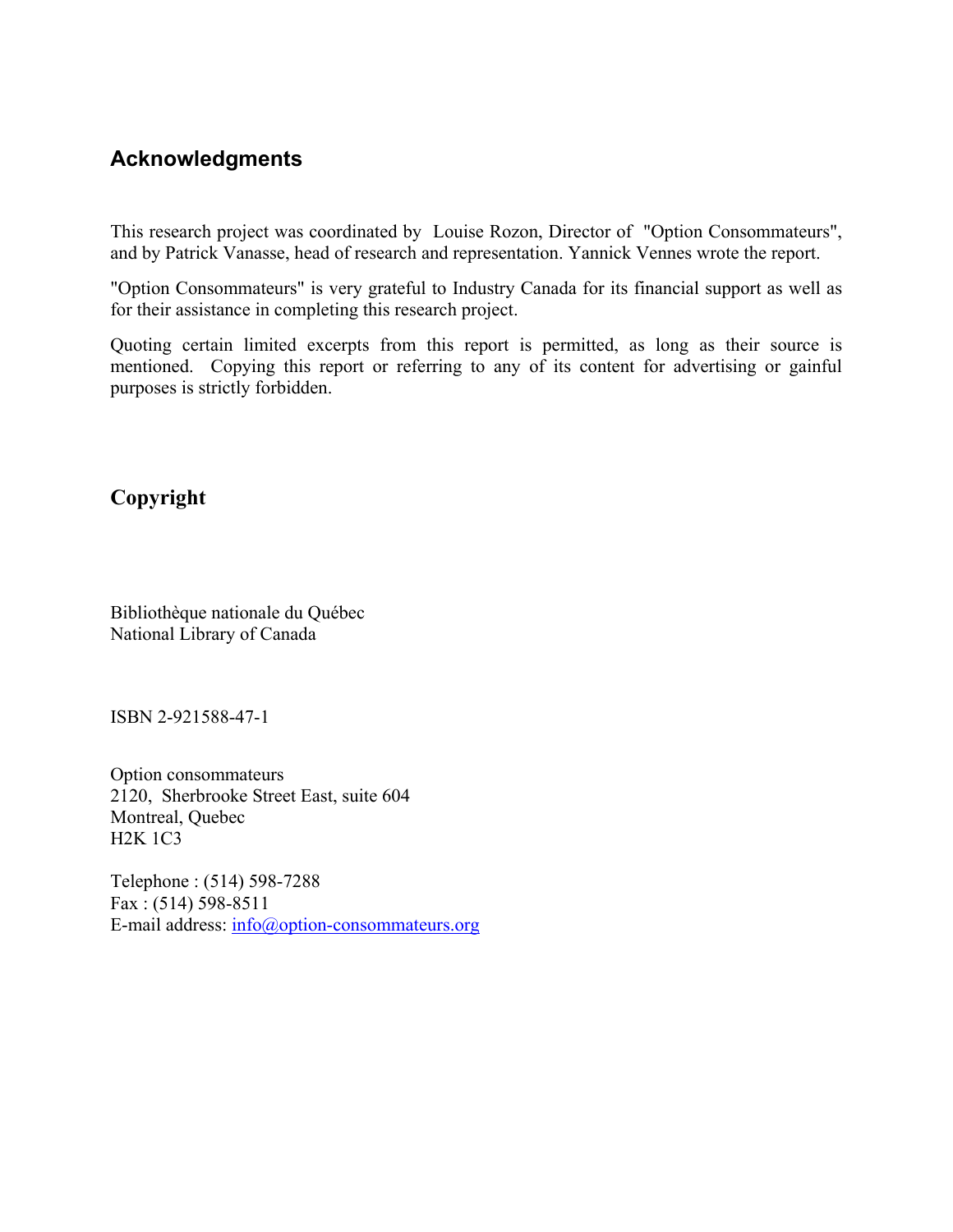## Acknowledgments

This research project was coordinated by Louise Rozon, Director of "Option Consommateurs", and by Patrick Vanasse, head of research and representation. Yannick Vennes wrote the report.

"Option Consommateurs" is very grateful to Industry Canada for its financial support as well as for their assistance in completing this research project.

Quoting certain limited excerpts from this report is permitted, as long as their source is mentioned. Copying this report or referring to any of its content for advertising or gainful purposes is strictly forbidden.

## Copyright

Bibliothèque nationale du Québec
National Library of Canada

ISBN 2-921588-47-1

Option consommateurs
2120, Sherbrooke Street East, suite 604
Montreal, Quebec
H2K 1C3

Telephone : (514) 598-7288
Fax : (514) 598-8511
E-mail address: info@option-consommateurs.org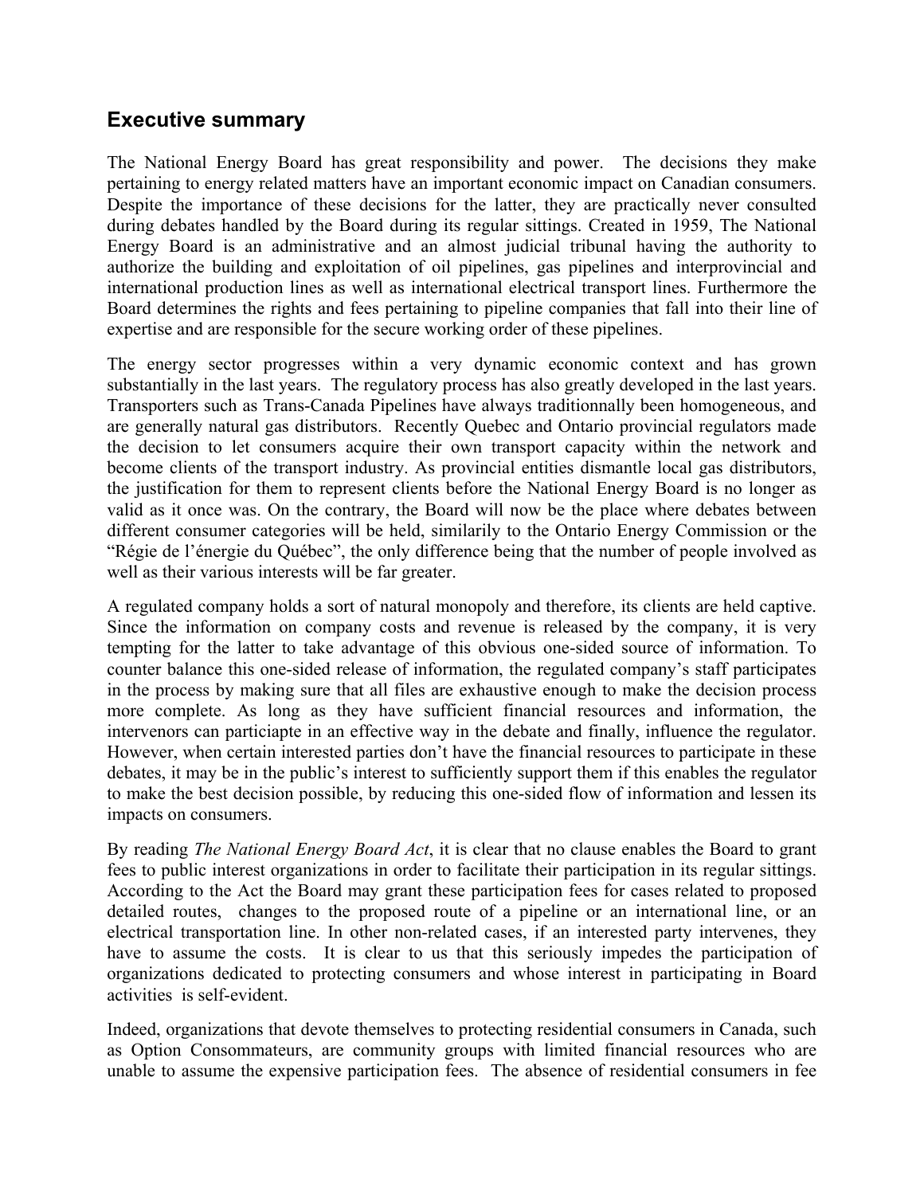## Executive summary

The National Energy Board has great responsibility and power. The decisions they make pertaining to energy related matters have an important economic impact on Canadian consumers. Despite the importance of these decisions for the latter, they are practically never consulted during debates handled by the Board during its regular sittings. Created in 1959, The National Energy Board is an administrative and an almost judicial tribunal having the authority to authorize the building and exploitation of oil pipelines, gas pipelines and interprovincial and international production lines as well as international electrical transport lines. Furthermore the Board determines the rights and fees pertaining to pipeline companies that fall into their line of expertise and are responsible for the secure working order of these pipelines.

The energy sector progresses within a very dynamic economic context and has grown substantially in the last years. The regulatory process has also greatly developed in the last years. Transporters such as Trans-Canada Pipelines have always traditionnally been homogeneous, and are generally natural gas distributors. Recently Quebec and Ontario provincial regulators made the decision to let consumers acquire their own transport capacity within the network and become clients of the transport industry. As provincial entities dismantle local gas distributors, the justification for them to represent clients before the National Energy Board is no longer as valid as it once was. On the contrary, the Board will now be the place where debates between different consumer categories will be held, similarily to the Ontario Energy Commission or the "Régie de l'énergie du Québec", the only difference being that the number of people involved as well as their various interests will be far greater.

A regulated company holds a sort of natural monopoly and therefore, its clients are held captive. Since the information on company costs and revenue is released by the company, it is very tempting for the latter to take advantage of this obvious one-sided source of information. To counter balance this one-sided release of information, the regulated company's staff participates in the process by making sure that all files are exhaustive enough to make the decision process more complete. As long as they have sufficient financial resources and information, the intervenors can particiapte in an effective way in the debate and finally, influence the regulator. However, when certain interested parties don't have the financial resources to participate in these debates, it may be in the public's interest to sufficiently support them if this enables the regulator to make the best decision possible, by reducing this one-sided flow of information and lessen its impacts on consumers.

By reading *The National Energy Board Act*, it is clear that no clause enables the Board to grant fees to public interest organizations in order to facilitate their participation in its regular sittings. According to the Act the Board may grant these participation fees for cases related to proposed detailed routes, changes to the proposed route of a pipeline or an international line, or an electrical transportation line. In other non-related cases, if an interested party intervenes, they have to assume the costs. It is clear to us that this seriously impedes the participation of organizations dedicated to protecting consumers and whose interest in participating in Board activities is self-evident.

Indeed, organizations that devote themselves to protecting residential consumers in Canada, such as Option Consommateurs, are community groups with limited financial resources who are unable to assume the expensive participation fees. The absence of residential consumers in fee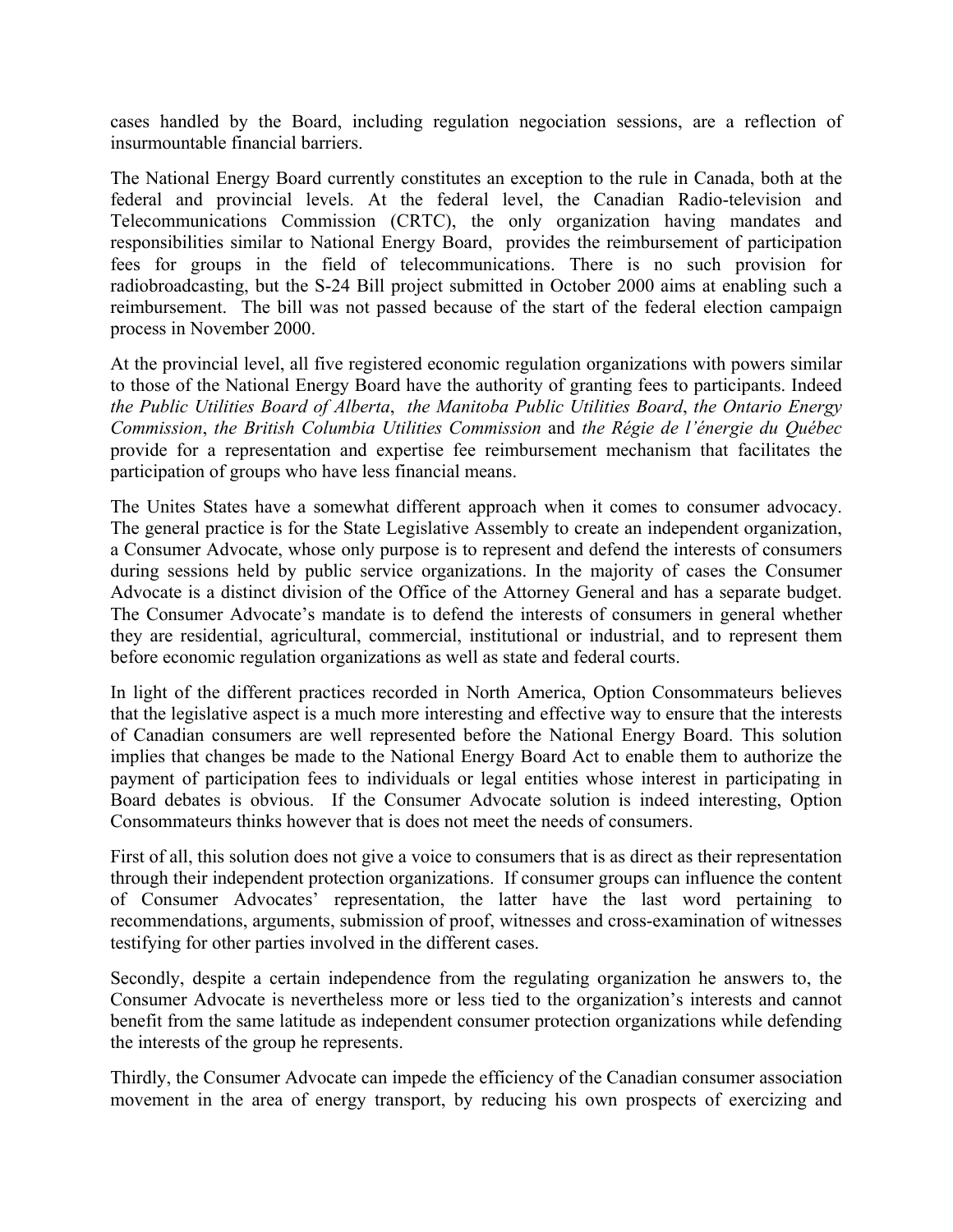cases handled by the Board, including regulation negociation sessions, are a reflection of insurmountable financial barriers.

The National Energy Board currently constitutes an exception to the rule in Canada, both at the federal and provincial levels. At the federal level, the Canadian Radio-television and Telecommunications Commission (CRTC), the only organization having mandates and responsibilities similar to National Energy Board, provides the reimbursement of participation fees for groups in the field of telecommunications. There is no such provision for radiobroadcasting, but the S-24 Bill project submitted in October 2000 aims at enabling such a reimbursement. The bill was not passed because of the start of the federal election campaign process in November 2000.

At the provincial level, all five registered economic regulation organizations with powers similar to those of the National Energy Board have the authority of granting fees to participants. Indeed *the Public Utilities Board of Alberta*, *the Manitoba Public Utilities Board*, *the Ontario Energy Commission*, *the British Columbia Utilities Commission* and *the Régie de l'énergie du Québec* provide for a representation and expertise fee reimbursement mechanism that facilitates the participation of groups who have less financial means.

The Unites States have a somewhat different approach when it comes to consumer advocacy. The general practice is for the State Legislative Assembly to create an independent organization, a Consumer Advocate, whose only purpose is to represent and defend the interests of consumers during sessions held by public service organizations. In the majority of cases the Consumer Advocate is a distinct division of the Office of the Attorney General and has a separate budget. The Consumer Advocate's mandate is to defend the interests of consumers in general whether they are residential, agricultural, commercial, institutional or industrial, and to represent them before economic regulation organizations as well as state and federal courts.

In light of the different practices recorded in North America, Option Consommateurs believes that the legislative aspect is a much more interesting and effective way to ensure that the interests of Canadian consumers are well represented before the National Energy Board. This solution implies that changes be made to the National Energy Board Act to enable them to authorize the payment of participation fees to individuals or legal entities whose interest in participating in Board debates is obvious. If the Consumer Advocate solution is indeed interesting, Option Consommateurs thinks however that is does not meet the needs of consumers.

First of all, this solution does not give a voice to consumers that is as direct as their representation through their independent protection organizations. If consumer groups can influence the content of Consumer Advocates' representation, the latter have the last word pertaining to recommendations, arguments, submission of proof, witnesses and cross-examination of witnesses testifying for other parties involved in the different cases.

Secondly, despite a certain independence from the regulating organization he answers to, the Consumer Advocate is nevertheless more or less tied to the organization's interests and cannot benefit from the same latitude as independent consumer protection organizations while defending the interests of the group he represents.

Thirdly, the Consumer Advocate can impede the efficiency of the Canadian consumer association movement in the area of energy transport, by reducing his own prospects of exercizing and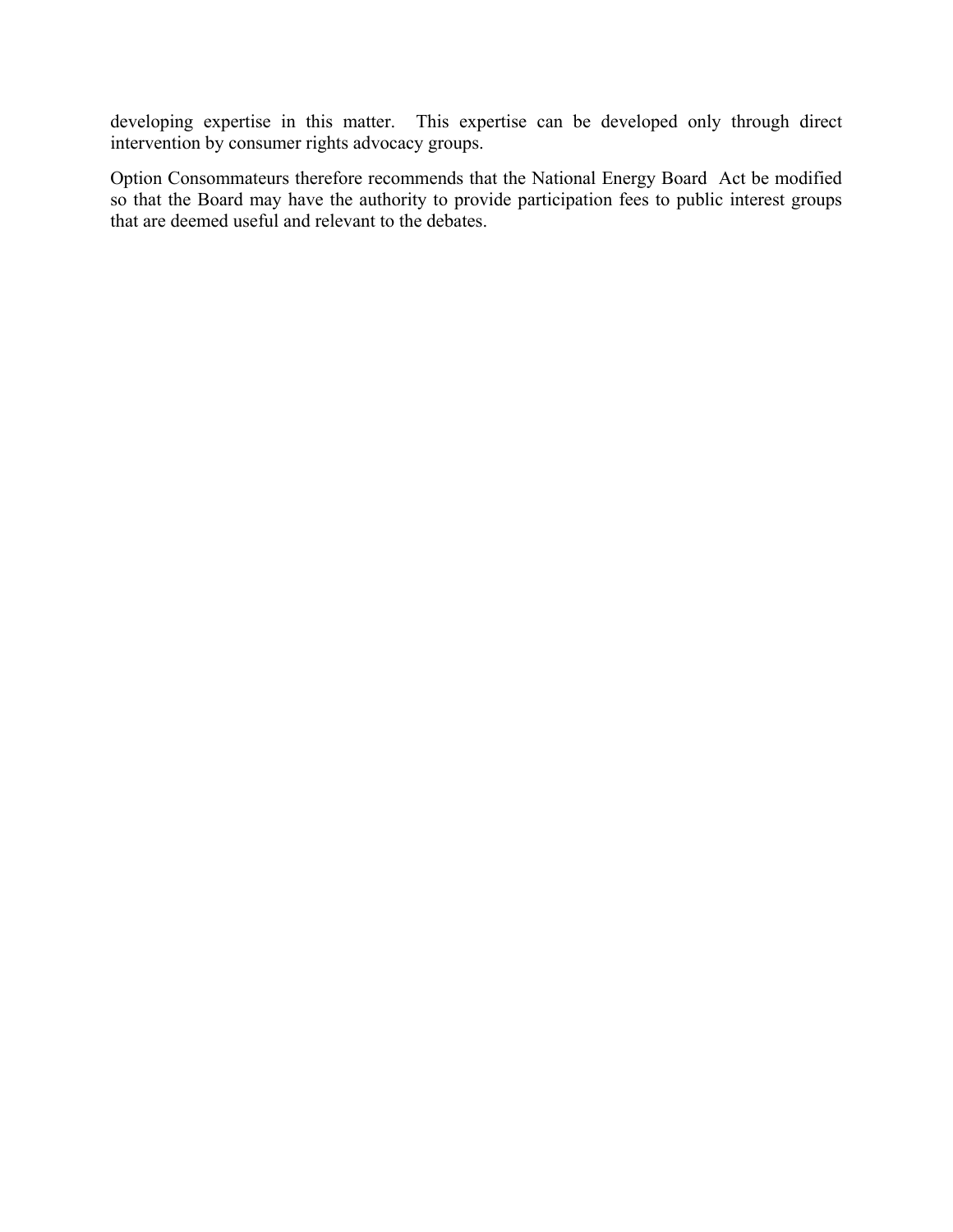developing expertise in this matter. This expertise can be developed only through direct intervention by consumer rights advocacy groups.

Option Consommateurs therefore recommends that the National Energy Board Act be modified so that the Board may have the authority to provide participation fees to public interest groups that are deemed useful and relevant to the debates.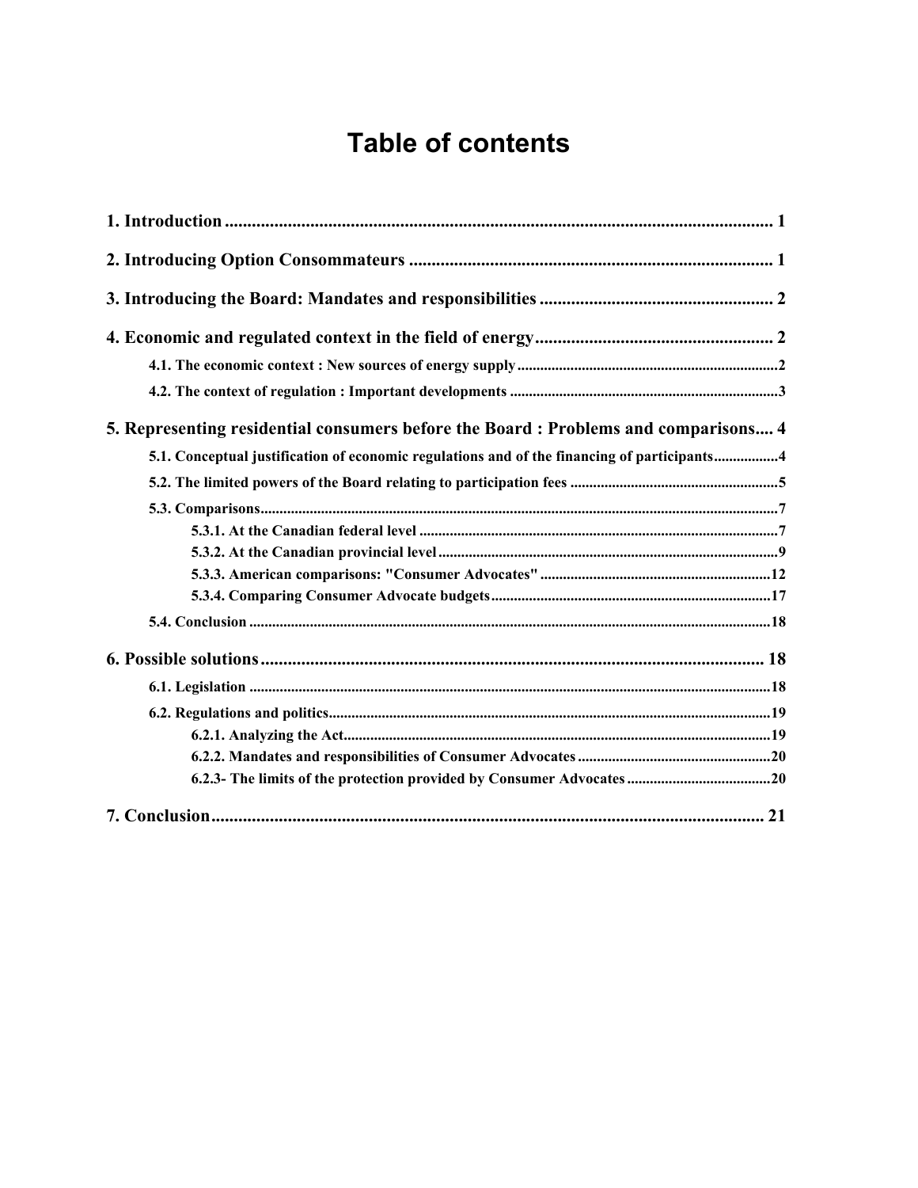# Table of contents

**1. Introduction** ..................................................................................................................... 1

**2. Introducing Option Consommateurs** ................................................................................ 1

**3. Introducing the Board: Mandates and responsibilities** ................................................... 2

**4. Economic and regulated context in the field of energy** .................................................... 2

- **4.1. The economic context : New sources of energy supply** ..................................................................2
- **4.2. The context of regulation : Important developments** .....................................................................3

**5. Representing residential consumers before the Board : Problems and comparisons**.... 4

- **5.1. Conceptual justification of economic regulations and of the financing of participants**.................4
- **5.2. The limited powers of the Board relating to participation fees** .......................................................5
- **5.3. Comparisons**........................................................................................................................................7
  - **5.3.1. At the Canadian federal level** ..............................................................................................7
  - **5.3.2. At the Canadian provincial level** ..........................................................................................9
  - **5.3.3. American comparisons: "Consumer Advocates"** .............................................................12
  - **5.3.4. Comparing Consumer Advocate budgets**..........................................................................17
- **5.4. Conclusion** ........................................................................................................................................18

**6. Possible solutions** ................................................................................................................ 18

- **6.1. Legislation** ........................................................................................................................................18
- **6.2. Regulations and politics**...................................................................................................................19
  - **6.2.1. Analyzing the Act**................................................................................................................19
  - **6.2.2. Mandates and responsibilities of Consumer Advocates** ...................................................20
  - **6.2.3- The limits of the protection provided by Consumer Advocates** ......................................20

**7. Conclusion**........................................................................................................................... 21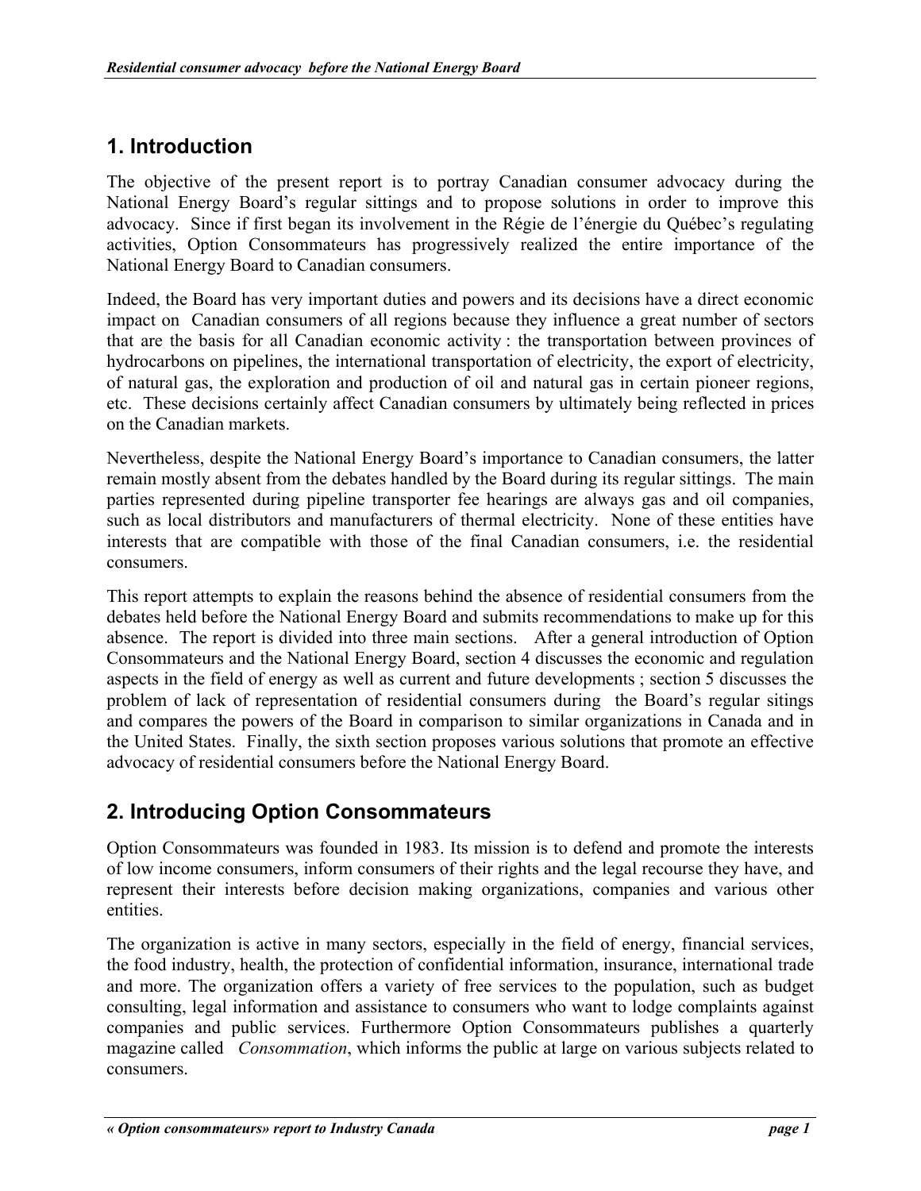## 1. Introduction

The objective of the present report is to portray Canadian consumer advocacy during the National Energy Board's regular sittings and to propose solutions in order to improve this advocacy. Since if first began its involvement in the Régie de l'énergie du Québec's regulating activities, Option Consommateurs has progressively realized the entire importance of the National Energy Board to Canadian consumers.

Indeed, the Board has very important duties and powers and its decisions have a direct economic impact on Canadian consumers of all regions because they influence a great number of sectors that are the basis for all Canadian economic activity : the transportation between provinces of hydrocarbons on pipelines, the international transportation of electricity, the export of electricity, of natural gas, the exploration and production of oil and natural gas in certain pioneer regions, etc. These decisions certainly affect Canadian consumers by ultimately being reflected in prices on the Canadian markets.

Nevertheless, despite the National Energy Board's importance to Canadian consumers, the latter remain mostly absent from the debates handled by the Board during its regular sittings. The main parties represented during pipeline transporter fee hearings are always gas and oil companies, such as local distributors and manufacturers of thermal electricity. None of these entities have interests that are compatible with those of the final Canadian consumers, i.e. the residential consumers.

This report attempts to explain the reasons behind the absence of residential consumers from the debates held before the National Energy Board and submits recommendations to make up for this absence. The report is divided into three main sections. After a general introduction of Option Consommateurs and the National Energy Board, section 4 discusses the economic and regulation aspects in the field of energy as well as current and future developments ; section 5 discusses the problem of lack of representation of residential consumers during the Board's regular sitings and compares the powers of the Board in comparison to similar organizations in Canada and in the United States. Finally, the sixth section proposes various solutions that promote an effective advocacy of residential consumers before the National Energy Board.

## 2. Introducing Option Consommateurs

Option Consommateurs was founded in 1983. Its mission is to defend and promote the interests of low income consumers, inform consumers of their rights and the legal recourse they have, and represent their interests before decision making organizations, companies and various other entities.

The organization is active in many sectors, especially in the field of energy, financial services, the food industry, health, the protection of confidential information, insurance, international trade and more. The organization offers a variety of free services to the population, such as budget consulting, legal information and assistance to consumers who want to lodge complaints against companies and public services. Furthermore Option Consommateurs publishes a quarterly magazine called *Consommation*, which informs the public at large on various subjects related to consumers.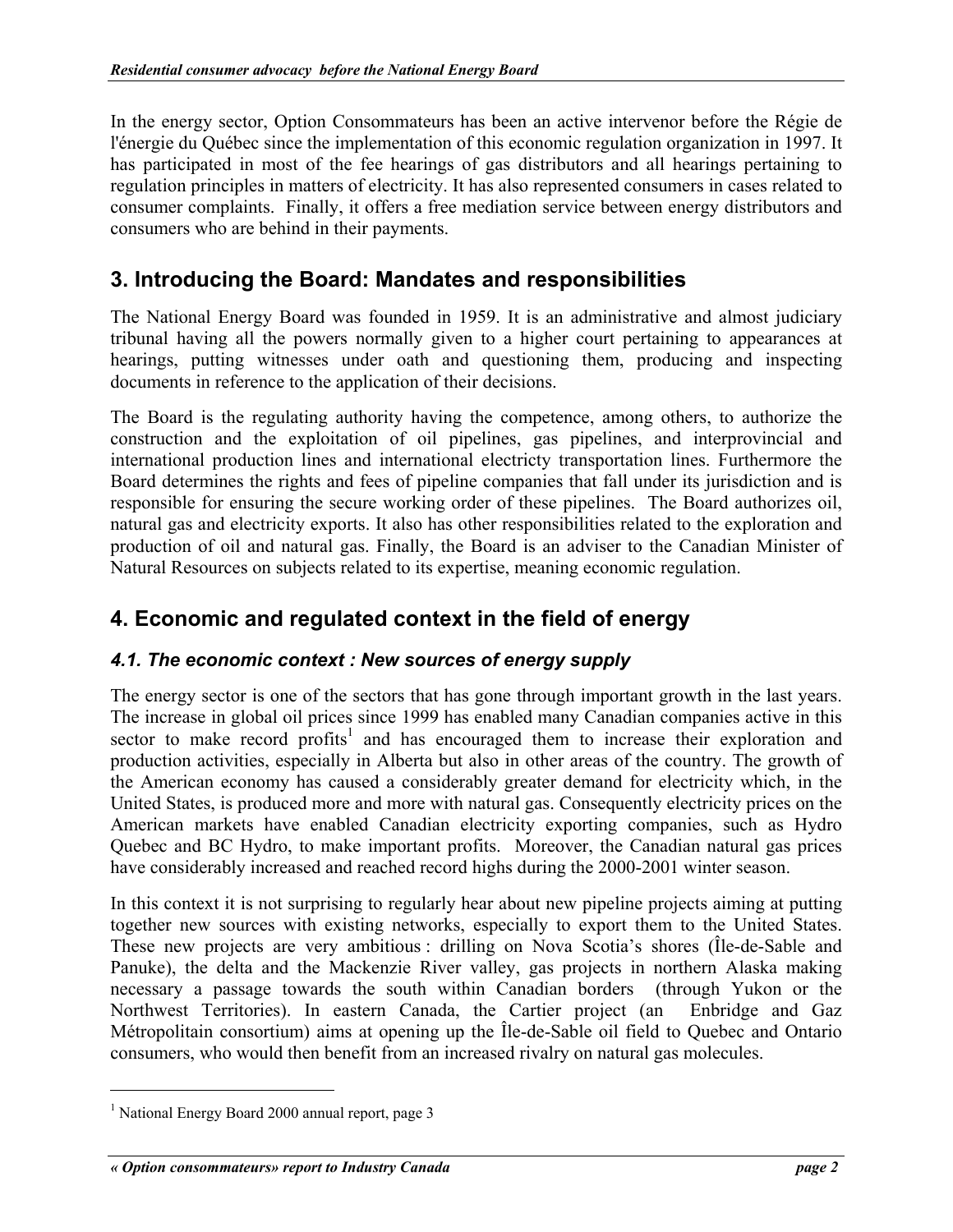In the energy sector, Option Consommateurs has been an active intervenor before the Régie de l'énergie du Québec since the implementation of this economic regulation organization in 1997. It has participated in most of the fee hearings of gas distributors and all hearings pertaining to regulation principles in matters of electricity. It has also represented consumers in cases related to consumer complaints. Finally, it offers a free mediation service between energy distributors and consumers who are behind in their payments.

## 3. Introducing the Board: Mandates and responsibilities

The National Energy Board was founded in 1959. It is an administrative and almost judiciary tribunal having all the powers normally given to a higher court pertaining to appearances at hearings, putting witnesses under oath and questioning them, producing and inspecting documents in reference to the application of their decisions.

The Board is the regulating authority having the competence, among others, to authorize the construction and the exploitation of oil pipelines, gas pipelines, and interprovincial and international production lines and international electricty transportation lines. Furthermore the Board determines the rights and fees of pipeline companies that fall under its jurisdiction and is responsible for ensuring the secure working order of these pipelines. The Board authorizes oil, natural gas and electricity exports. It also has other responsibilities related to the exploration and production of oil and natural gas. Finally, the Board is an adviser to the Canadian Minister of Natural Resources on subjects related to its expertise, meaning economic regulation.

## 4. Economic and regulated context in the field of energy

### *4.1. The economic context : New sources of energy supply*

The energy sector is one of the sectors that has gone through important growth in the last years. The increase in global oil prices since 1999 has enabled many Canadian companies active in this sector to make record profits[1] and has encouraged them to increase their exploration and production activities, especially in Alberta but also in other areas of the country. The growth of the American economy has caused a considerably greater demand for electricity which, in the United States, is produced more and more with natural gas. Consequently electricity prices on the American markets have enabled Canadian electricity exporting companies, such as Hydro Quebec and BC Hydro, to make important profits. Moreover, the Canadian natural gas prices have considerably increased and reached record highs during the 2000-2001 winter season.

In this context it is not surprising to regularly hear about new pipeline projects aiming at putting together new sources with existing networks, especially to export them to the United States. These new projects are very ambitious : drilling on Nova Scotia's shores (Île-de-Sable and Panuke), the delta and the Mackenzie River valley, gas projects in northern Alaska making necessary a passage towards the south within Canadian borders (through Yukon or the Northwest Territories). In eastern Canada, the Cartier project (an Enbridge and Gaz Métropolitain consortium) aims at opening up the Île-de-Sable oil field to Quebec and Ontario consumers, who would then benefit from an increased rivalry on natural gas molecules.

---

[1] National Energy Board 2000 annual report, page 3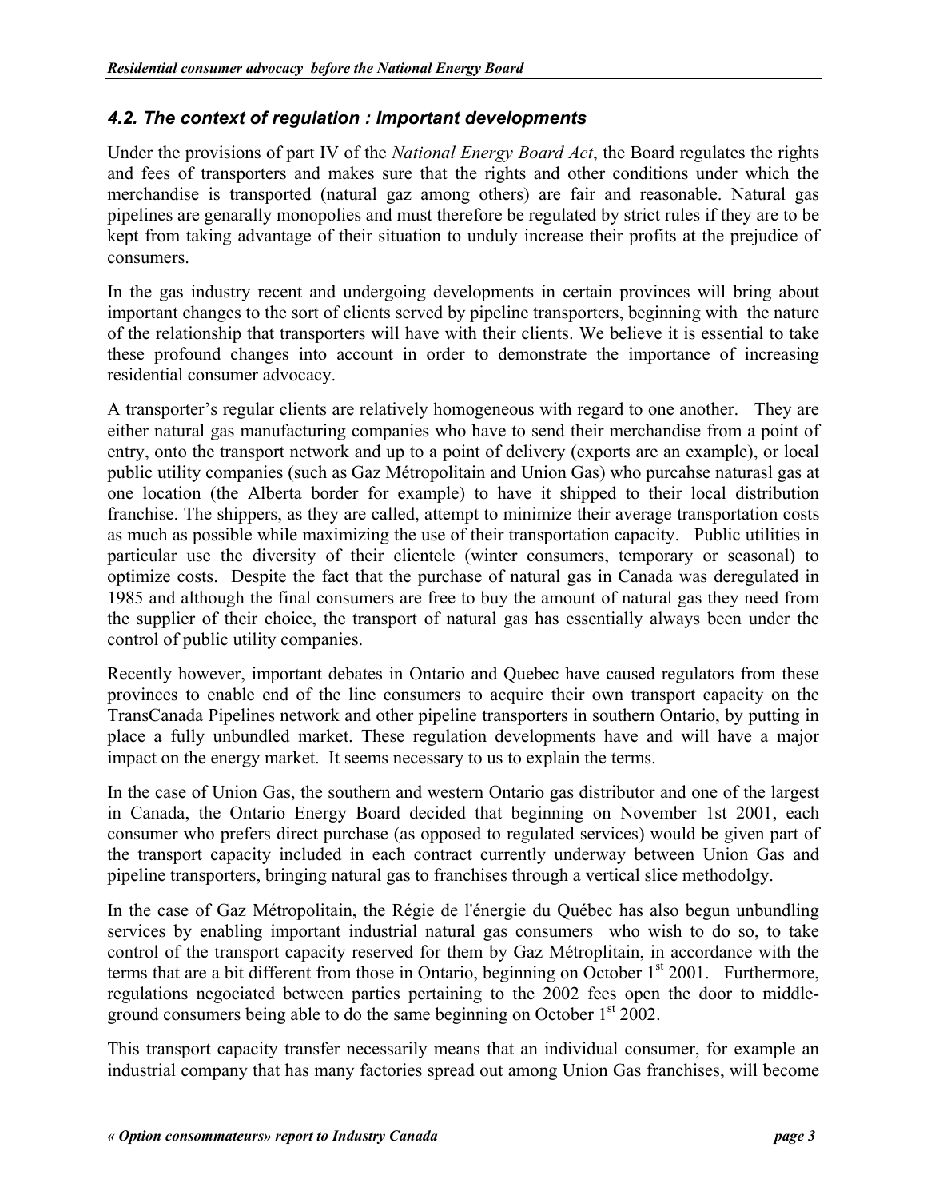### *4.2. The context of regulation : Important developments*

Under the provisions of part IV of the *National Energy Board Act*, the Board regulates the rights and fees of transporters and makes sure that the rights and other conditions under which the merchandise is transported (natural gaz among others) are fair and reasonable. Natural gas pipelines are genarally monopolies and must therefore be regulated by strict rules if they are to be kept from taking advantage of their situation to unduly increase their profits at the prejudice of consumers.

In the gas industry recent and undergoing developments in certain provinces will bring about important changes to the sort of clients served by pipeline transporters, beginning with the nature of the relationship that transporters will have with their clients. We believe it is essential to take these profound changes into account in order to demonstrate the importance of increasing residential consumer advocacy.

A transporter's regular clients are relatively homogeneous with regard to one another. They are either natural gas manufacturing companies who have to send their merchandise from a point of entry, onto the transport network and up to a point of delivery (exports are an example), or local public utility companies (such as Gaz Métropolitain and Union Gas) who purcahse naturasl gas at one location (the Alberta border for example) to have it shipped to their local distribution franchise. The shippers, as they are called, attempt to minimize their average transportation costs as much as possible while maximizing the use of their transportation capacity. Public utilities in particular use the diversity of their clientele (winter consumers, temporary or seasonal) to optimize costs. Despite the fact that the purchase of natural gas in Canada was deregulated in 1985 and although the final consumers are free to buy the amount of natural gas they need from the supplier of their choice, the transport of natural gas has essentially always been under the control of public utility companies.

Recently however, important debates in Ontario and Quebec have caused regulators from these provinces to enable end of the line consumers to acquire their own transport capacity on the TransCanada Pipelines network and other pipeline transporters in southern Ontario, by putting in place a fully unbundled market. These regulation developments have and will have a major impact on the energy market. It seems necessary to us to explain the terms.

In the case of Union Gas, the southern and western Ontario gas distributor and one of the largest in Canada, the Ontario Energy Board decided that beginning on November 1st 2001, each consumer who prefers direct purchase (as opposed to regulated services) would be given part of the transport capacity included in each contract currently underway between Union Gas and pipeline transporters, bringing natural gas to franchises through a vertical slice methodolgy.

In the case of Gaz Métropolitain, the Régie de l'énergie du Québec has also begun unbundling services by enabling important industrial natural gas consumers who wish to do so, to take control of the transport capacity reserved for them by Gaz Métroplitain, in accordance with the terms that are a bit different from those in Ontario, beginning on October 1st 2001. Furthermore, regulations negociated between parties pertaining to the 2002 fees open the door to middle-ground consumers being able to do the same beginning on October 1st 2002.

This transport capacity transfer necessarily means that an individual consumer, for example an industrial company that has many factories spread out among Union Gas franchises, will become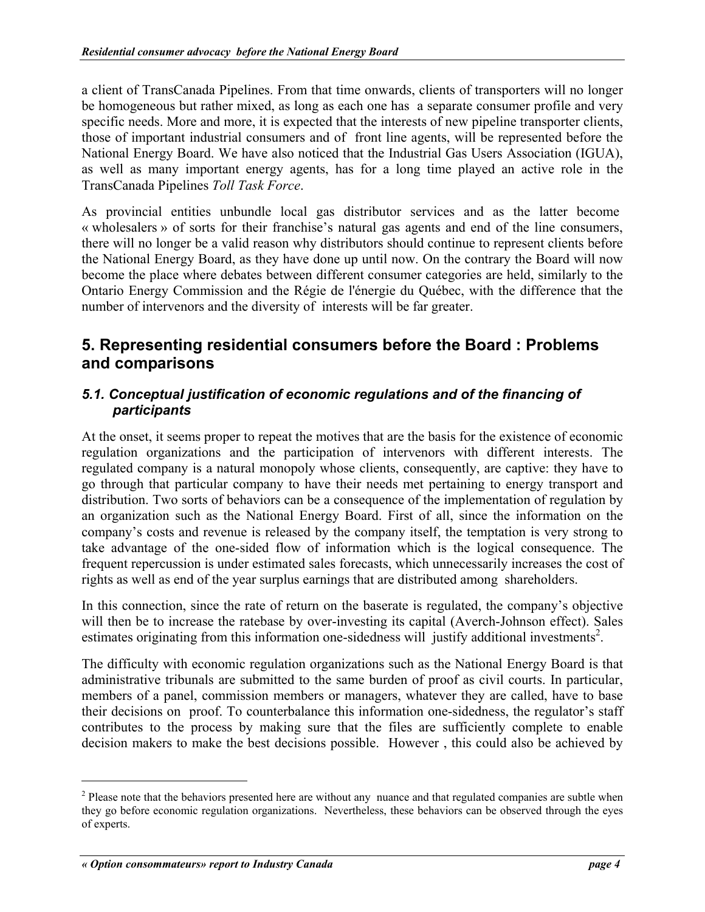a client of TransCanada Pipelines. From that time onwards, clients of transporters will no longer be homogeneous but rather mixed, as long as each one has a separate consumer profile and very specific needs. More and more, it is expected that the interests of new pipeline transporter clients, those of important industrial consumers and of front line agents, will be represented before the National Energy Board. We have also noticed that the Industrial Gas Users Association (IGUA), as well as many important energy agents, has for a long time played an active role in the TransCanada Pipelines *Toll Task Force*.

As provincial entities unbundle local gas distributor services and as the latter become « wholesalers » of sorts for their franchise's natural gas agents and end of the line consumers, there will no longer be a valid reason why distributors should continue to represent clients before the National Energy Board, as they have done up until now. On the contrary the Board will now become the place where debates between different consumer categories are held, similarly to the Ontario Energy Commission and the Régie de l'énergie du Québec, with the difference that the number of intervenors and the diversity of interests will be far greater.

## 5. Representing residential consumers before the Board : Problems and comparisons

### *5.1. Conceptual justification of economic regulations and of the financing of participants*

At the onset, it seems proper to repeat the motives that are the basis for the existence of economic regulation organizations and the participation of intervenors with different interests. The regulated company is a natural monopoly whose clients, consequently, are captive: they have to go through that particular company to have their needs met pertaining to energy transport and distribution. Two sorts of behaviors can be a consequence of the implementation of regulation by an organization such as the National Energy Board. First of all, since the information on the company's costs and revenue is released by the company itself, the temptation is very strong to take advantage of the one-sided flow of information which is the logical consequence. The frequent repercussion is under estimated sales forecasts, which unnecessarily increases the cost of rights as well as end of the year surplus earnings that are distributed among shareholders.

In this connection, since the rate of return on the baserate is regulated, the company's objective will then be to increase the ratebase by over-investing its capital (Averch-Johnson effect). Sales estimates originating from this information one-sidedness will justify additional investments[2].

The difficulty with economic regulation organizations such as the National Energy Board is that administrative tribunals are submitted to the same burden of proof as civil courts. In particular, members of a panel, commission members or managers, whatever they are called, have to base their decisions on proof. To counterbalance this information one-sidedness, the regulator's staff contributes to the process by making sure that the files are sufficiently complete to enable decision makers to make the best decisions possible. However , this could also be achieved by

[2] Please note that the behaviors presented here are without any nuance and that regulated companies are subtle when they go before economic regulation organizations. Nevertheless, these behaviors can be observed through the eyes of experts.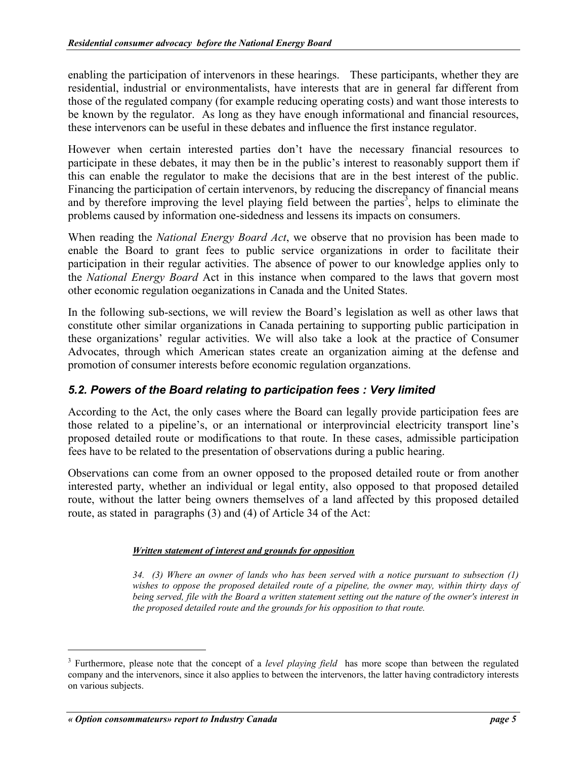enabling the participation of intervenors in these hearings. These participants, whether they are residential, industrial or environmentalists, have interests that are in general far different from those of the regulated company (for example reducing operating costs) and want those interests to be known by the regulator. As long as they have enough informational and financial resources, these intervenors can be useful in these debates and influence the first instance regulator.

However when certain interested parties don't have the necessary financial resources to participate in these debates, it may then be in the public's interest to reasonably support them if this can enable the regulator to make the decisions that are in the best interest of the public. Financing the participation of certain intervenors, by reducing the discrepancy of financial means and by therefore improving the level playing field between the parties[3], helps to eliminate the problems caused by information one-sidedness and lessens its impacts on consumers.

When reading the *National Energy Board Act*, we observe that no provision has been made to enable the Board to grant fees to public service organizations in order to facilitate their participation in their regular activities. The absence of power to our knowledge applies only to the *National Energy Board* Act in this instance when compared to the laws that govern most other economic regulation oeganizations in Canada and the United States.

In the following sub-sections, we will review the Board's legislation as well as other laws that constitute other similar organizations in Canada pertaining to supporting public participation in these organizations' regular activities. We will also take a look at the practice of Consumer Advocates, through which American states create an organization aiming at the defense and promotion of consumer interests before economic regulation organzations.

## *5.2. Powers of the Board relating to participation fees : Very limited*

According to the Act, the only cases where the Board can legally provide participation fees are those related to a pipeline's, or an international or interprovincial electricity transport line's proposed detailed route or modifications to that route. In these cases, admissible participation fees have to be related to the presentation of observations during a public hearing.

Observations can come from an owner opposed to the proposed detailed route or from another interested party, whether an individual or legal entity, also opposed to that proposed detailed route, without the latter being owners themselves of a land affected by this proposed detailed route, as stated in paragraphs (3) and (4) of Article 34 of the Act:

> ***Written statement of interest and grounds for opposition***
>
> *34. (3) Where an owner of lands who has been served with a notice pursuant to subsection (1) wishes to oppose the proposed detailed route of a pipeline, the owner may, within thirty days of being served, file with the Board a written statement setting out the nature of the owner's interest in the proposed detailed route and the grounds for his opposition to that route.*

[3] Furthermore, please note that the concept of a *level playing field* has more scope than between the regulated company and the intervenors, since it also applies to between the intervenors, the latter having contradictory interests on various subjects.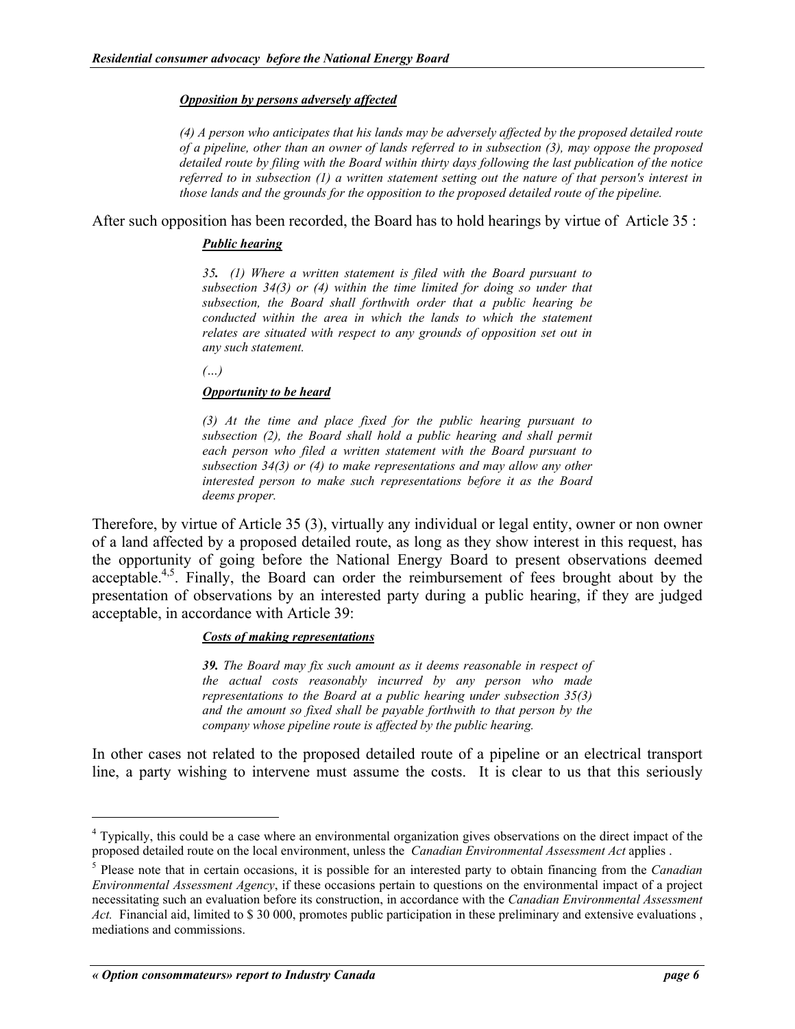***Opposition by persons adversely affected***

> *(4) A person who anticipates that his lands may be adversely affected by the proposed detailed route of a pipeline, other than an owner of lands referred to in subsection (3), may oppose the proposed detailed route by filing with the Board within thirty days following the last publication of the notice referred to in subsection (1) a written statement setting out the nature of that person's interest in those lands and the grounds for the opposition to the proposed detailed route of the pipeline.*

After such opposition has been recorded, the Board has to hold hearings by virtue of Article 35 :

***Public hearing***

> ***35.*** *(1) Where a written statement is filed with the Board pursuant to subsection 34(3) or (4) within the time limited for doing so under that subsection, the Board shall forthwith order that a public hearing be conducted within the area in which the lands to which the statement relates are situated with respect to any grounds of opposition set out in any such statement.*
>
> *(…)*

***Opportunity to be heard***

> *(3) At the time and place fixed for the public hearing pursuant to subsection (2), the Board shall hold a public hearing and shall permit each person who filed a written statement with the Board pursuant to subsection 34(3) or (4) to make representations and may allow any other interested person to make such representations before it as the Board deems proper.*

Therefore, by virtue of Article 35 (3), virtually any individual or legal entity, owner or non owner of a land affected by a proposed detailed route, as long as they show interest in this request, has the opportunity of going before the National Energy Board to present observations deemed acceptable.[4,5]. Finally, the Board can order the reimbursement of fees brought about by the presentation of observations by an interested party during a public hearing, if they are judged acceptable, in accordance with Article 39:

***Costs of making representations***

> ***39.*** *The Board may fix such amount as it deems reasonable in respect of the actual costs reasonably incurred by any person who made representations to the Board at a public hearing under subsection 35(3) and the amount so fixed shall be payable forthwith to that person by the company whose pipeline route is affected by the public hearing.*

In other cases not related to the proposed detailed route of a pipeline or an electrical transport line, a party wishing to intervene must assume the costs. It is clear to us that this seriously

---

[4] Typically, this could be a case where an environmental organization gives observations on the direct impact of the proposed detailed route on the local environment, unless the *Canadian Environmental Assessment Act* applies .

[5] Please note that in certain occasions, it is possible for an interested party to obtain financing from the *Canadian Environmental Assessment Agency*, if these occasions pertain to questions on the environmental impact of a project necessitating such an evaluation before its construction, in accordance with the *Canadian Environmental Assessment Act.* Financial aid, limited to $ 30 000, promotes public participation in these preliminary and extensive evaluations , mediations and commissions.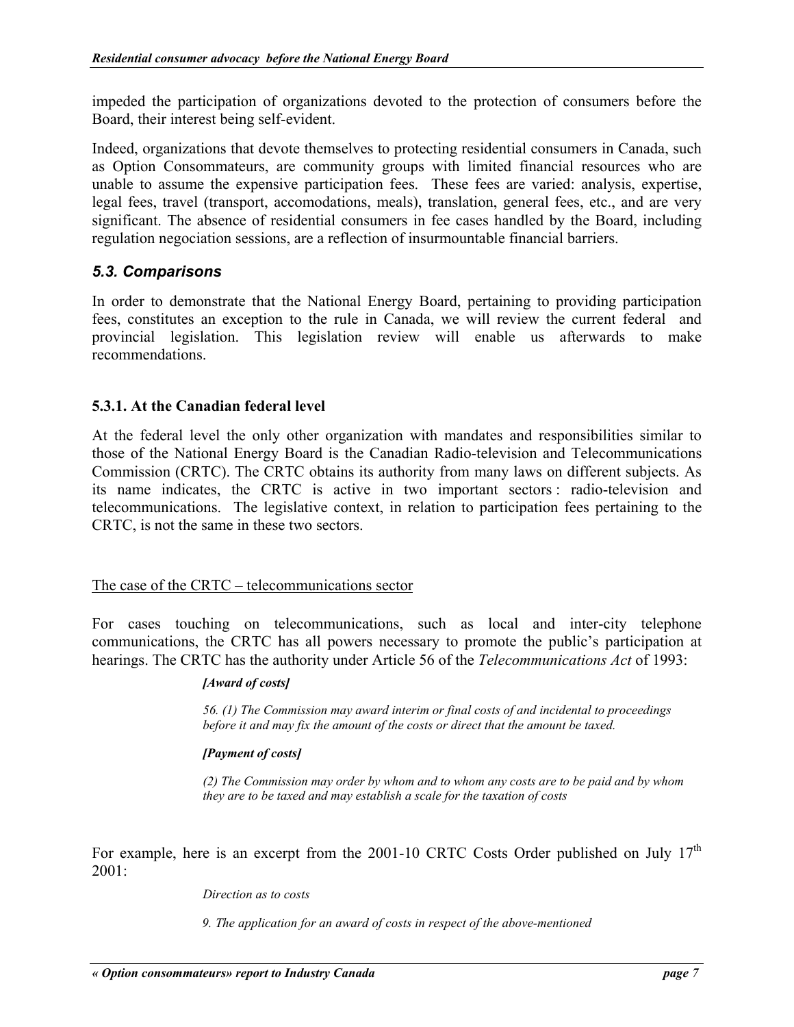impeded the participation of organizations devoted to the protection of consumers before the Board, their interest being self-evident.

Indeed, organizations that devote themselves to protecting residential consumers in Canada, such as Option Consommateurs, are community groups with limited financial resources who are unable to assume the expensive participation fees. These fees are varied: analysis, expertise, legal fees, travel (transport, accomodations, meals), translation, general fees, etc., and are very significant. The absence of residential consumers in fee cases handled by the Board, including regulation negociation sessions, are a reflection of insurmountable financial barriers.

### *5.3. Comparisons*

In order to demonstrate that the National Energy Board, pertaining to providing participation fees, constitutes an exception to the rule in Canada, we will review the current federal and provincial legislation. This legislation review will enable us afterwards to make recommendations.

#### 5.3.1. At the Canadian federal level

At the federal level the only other organization with mandates and responsibilities similar to those of the National Energy Board is the Canadian Radio-television and Telecommunications Commission (CRTC). The CRTC obtains its authority from many laws on different subjects. As its name indicates, the CRTC is active in two important sectors : radio-television and telecommunications. The legislative context, in relation to participation fees pertaining to the CRTC, is not the same in these two sectors.

<u>The case of the CRTC – telecommunications sector</u>

For cases touching on telecommunications, such as local and inter-city telephone communications, the CRTC has all powers necessary to promote the public's participation at hearings. The CRTC has the authority under Article 56 of the *Telecommunications Act* of 1993:

> ***[Award of costs]***
>
> *56. (1) The Commission may award interim or final costs of and incidental to proceedings before it and may fix the amount of the costs or direct that the amount be taxed.*
>
> ***[Payment of costs]***
>
> *(2) The Commission may order by whom and to whom any costs are to be paid and by whom they are to be taxed and may establish a scale for the taxation of costs*

For example, here is an excerpt from the 2001-10 CRTC Costs Order published on July 17th 2001:

> *Direction as to costs*
>
> *9. The application for an award of costs in respect of the above-mentioned*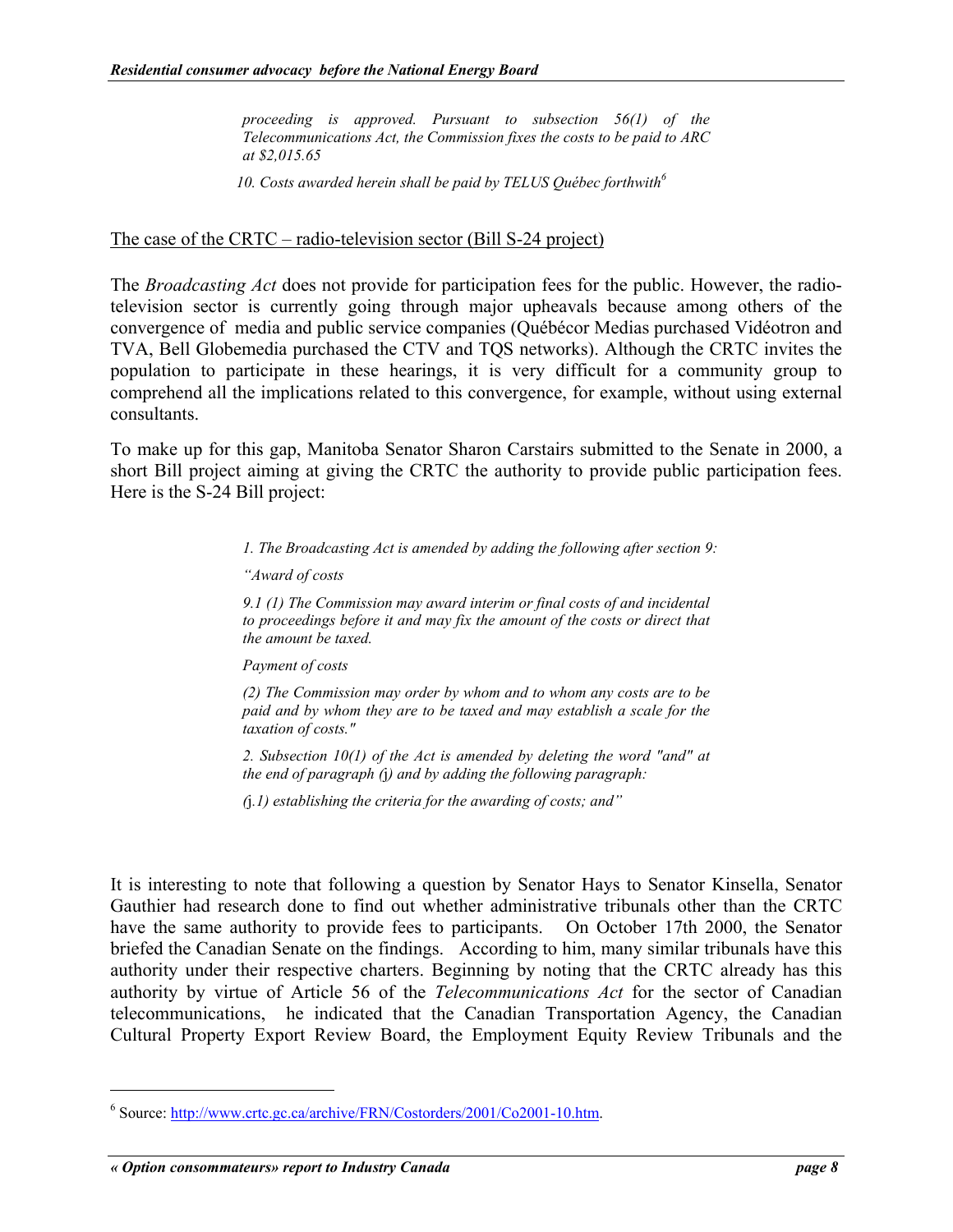> *proceeding is approved. Pursuant to subsection 56(1) of the Telecommunications Act, the Commission fixes the costs to be paid to ARC at $2,015.65*
>
> *10. Costs awarded herein shall be paid by TELUS Québec forthwith*[6]

The case of the CRTC – radio-television sector (Bill S-24 project)

The *Broadcasting Act* does not provide for participation fees for the public. However, the radio-television sector is currently going through major upheavals because among others of the convergence of media and public service companies (Québécor Medias purchased Vidéotron and TVA, Bell Globemedia purchased the CTV and TQS networks). Although the CRTC invites the population to participate in these hearings, it is very difficult for a community group to comprehend all the implications related to this convergence, for example, without using external consultants.

To make up for this gap, Manitoba Senator Sharon Carstairs submitted to the Senate in 2000, a short Bill project aiming at giving the CRTC the authority to provide public participation fees. Here is the S-24 Bill project:

> *1. The Broadcasting Act is amended by adding the following after section 9:*
>
> *"Award of costs*
>
> *9.1 (1) The Commission may award interim or final costs of and incidental to proceedings before it and may fix the amount of the costs or direct that the amount be taxed.*
>
> *Payment of costs*
>
> *(2) The Commission may order by whom and to whom any costs are to be paid and by whom they are to be taxed and may establish a scale for the taxation of costs."*
>
> *2. Subsection 10(1) of the Act is amended by deleting the word "and" at the end of paragraph (*j*) and by adding the following paragraph:*
>
> *(*j*.1) establishing the criteria for the awarding of costs; and"*

It is interesting to note that following a question by Senator Hays to Senator Kinsella, Senator Gauthier had research done to find out whether administrative tribunals other than the CRTC have the same authority to provide fees to participants. On October 17th 2000, the Senator briefed the Canadian Senate on the findings. According to him, many similar tribunals have this authority under their respective charters. Beginning by noting that the CRTC already has this authority by virtue of Article 56 of the *Telecommunications Act* for the sector of Canadian telecommunications, he indicated that the Canadian Transportation Agency, the Canadian Cultural Property Export Review Board, the Employment Equity Review Tribunals and the

---

[6] Source: http://www.crtc.gc.ca/archive/FRN/Costorders/2001/Co2001-10.htm.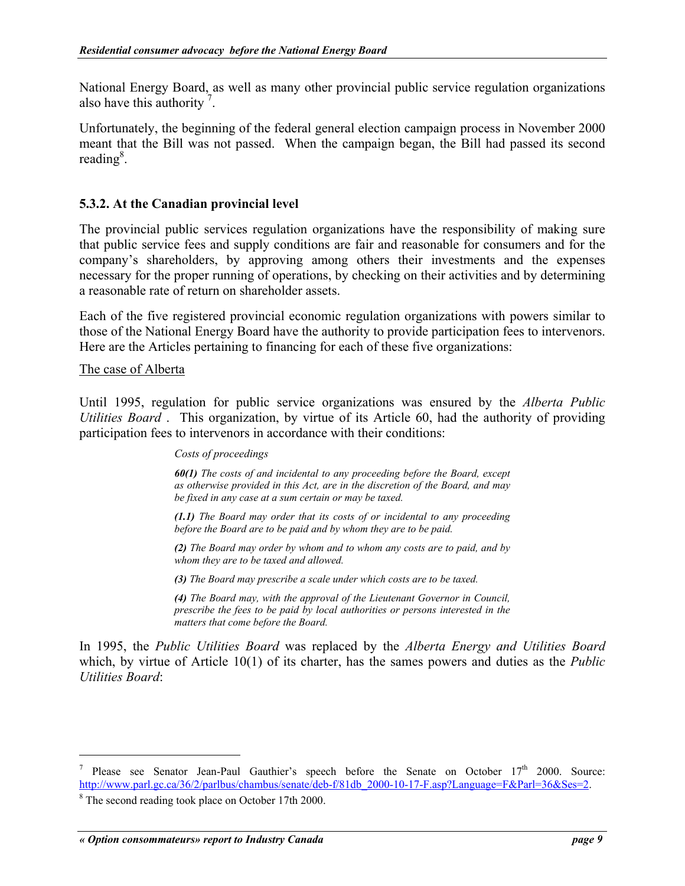National Energy Board, as well as many other provincial public service regulation organizations also have this authority [7].

Unfortunately, the beginning of the federal general election campaign process in November 2000 meant that the Bill was not passed. When the campaign began, the Bill had passed its second reading[8].

### 5.3.2. At the Canadian provincial level

The provincial public services regulation organizations have the responsibility of making sure that public service fees and supply conditions are fair and reasonable for consumers and for the company's shareholders, by approving among others their investments and the expenses necessary for the proper running of operations, by checking on their activities and by determining a reasonable rate of return on shareholder assets.

Each of the five registered provincial economic regulation organizations with powers similar to those of the National Energy Board have the authority to provide participation fees to intervenors. Here are the Articles pertaining to financing for each of these five organizations:

<u>The case of Alberta</u>

Until 1995, regulation for public service organizations was ensured by the *Alberta Public Utilities Board* . This organization, by virtue of its Article 60, had the authority of providing participation fees to intervenors in accordance with their conditions:

> *Costs of proceedings*
>
> ***60(1)*** *The costs of and incidental to any proceeding before the Board, except as otherwise provided in this Act, are in the discretion of the Board, and may be fixed in any case at a sum certain or may be taxed.*
>
> ***(1.1)*** *The Board may order that its costs of or incidental to any proceeding before the Board are to be paid and by whom they are to be paid.*
>
> ***(2)*** *The Board may order by whom and to whom any costs are to paid, and by whom they are to be taxed and allowed.*
>
> ***(3)*** *The Board may prescribe a scale under which costs are to be taxed.*
>
> ***(4)*** *The Board may, with the approval of the Lieutenant Governor in Council, prescribe the fees to be paid by local authorities or persons interested in the matters that come before the Board.*

In 1995, the *Public Utilities Board* was replaced by the *Alberta Energy and Utilities Board* which, by virtue of Article 10(1) of its charter, has the sames powers and duties as the *Public Utilities Board*:

---

[7] Please see Senator Jean-Paul Gauthier's speech before the Senate on October 17th 2000. Source: http://www.parl.gc.ca/36/2/parlbus/chambus/senate/deb-f/81db_2000-10-17-F.asp?Language=F&Parl=36&Ses=2.

[8] The second reading took place on October 17th 2000.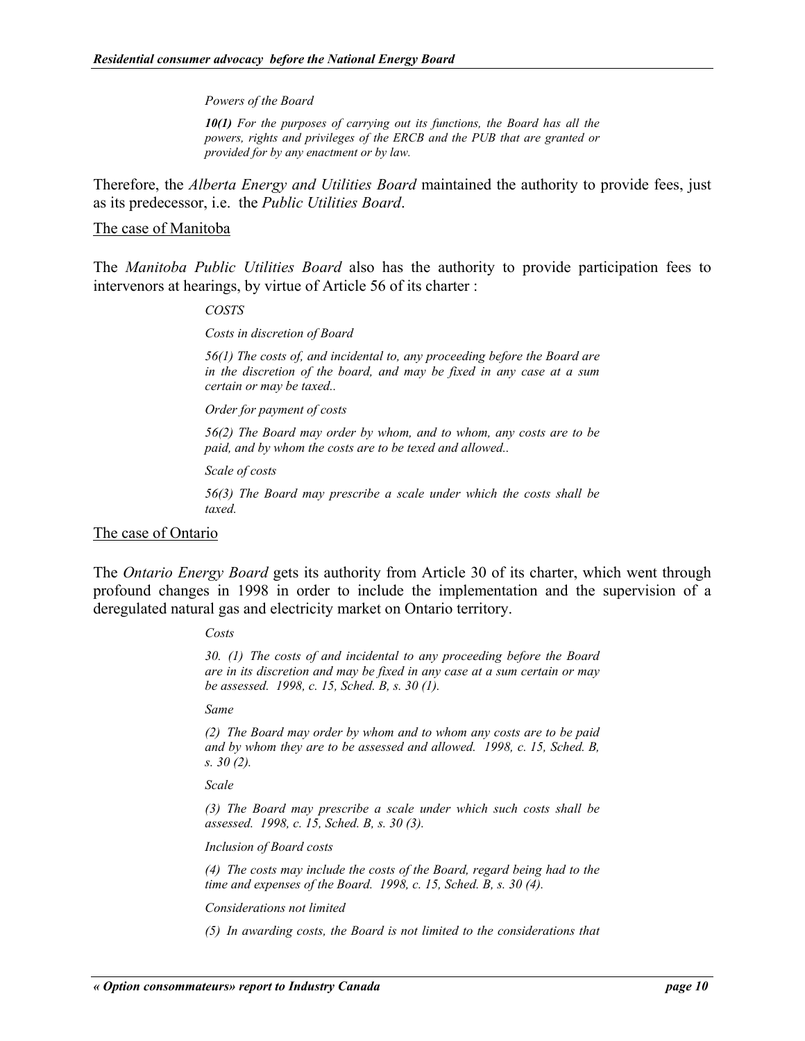*Powers of the Board*

> ***10(1)*** *For the purposes of carrying out its functions, the Board has all the powers, rights and privileges of the ERCB and the PUB that are granted or provided for by any enactment or by law.*

Therefore, the *Alberta Energy and Utilities Board* maintained the authority to provide fees, just as its predecessor, i.e. the *Public Utilities Board*.

<u>The case of Manitoba</u>

The *Manitoba Public Utilities Board* also has the authority to provide participation fees to intervenors at hearings, by virtue of Article 56 of its charter :

> *COSTS*
>
> *Costs in discretion of Board*
>
> *56(1) The costs of, and incidental to, any proceeding before the Board are in the discretion of the board, and may be fixed in any case at a sum certain or may be taxed..*
>
> *Order for payment of costs*
>
> *56(2) The Board may order by whom, and to whom, any costs are to be paid, and by whom the costs are to be texed and allowed..*
>
> *Scale of costs*
>
> *56(3) The Board may prescribe a scale under which the costs shall be taxed.*

<u>The case of Ontario</u>

The *Ontario Energy Board* gets its authority from Article 30 of its charter, which went through profound changes in 1998 in order to include the implementation and the supervision of a deregulated natural gas and electricity market on Ontario territory.

> *Costs*
>
> *30. (1) The costs of and incidental to any proceeding before the Board are in its discretion and may be fixed in any case at a sum certain or may be assessed. 1998, c. 15, Sched. B, s. 30 (1).*
>
> *Same*
>
> *(2) The Board may order by whom and to whom any costs are to be paid and by whom they are to be assessed and allowed. 1998, c. 15, Sched. B, s. 30 (2).*
>
> *Scale*
>
> *(3) The Board may prescribe a scale under which such costs shall be assessed. 1998, c. 15, Sched. B, s. 30 (3).*
>
> *Inclusion of Board costs*
>
> *(4) The costs may include the costs of the Board, regard being had to the time and expenses of the Board. 1998, c. 15, Sched. B, s. 30 (4).*
>
> *Considerations not limited*
>
> *(5) In awarding costs, the Board is not limited to the considerations that*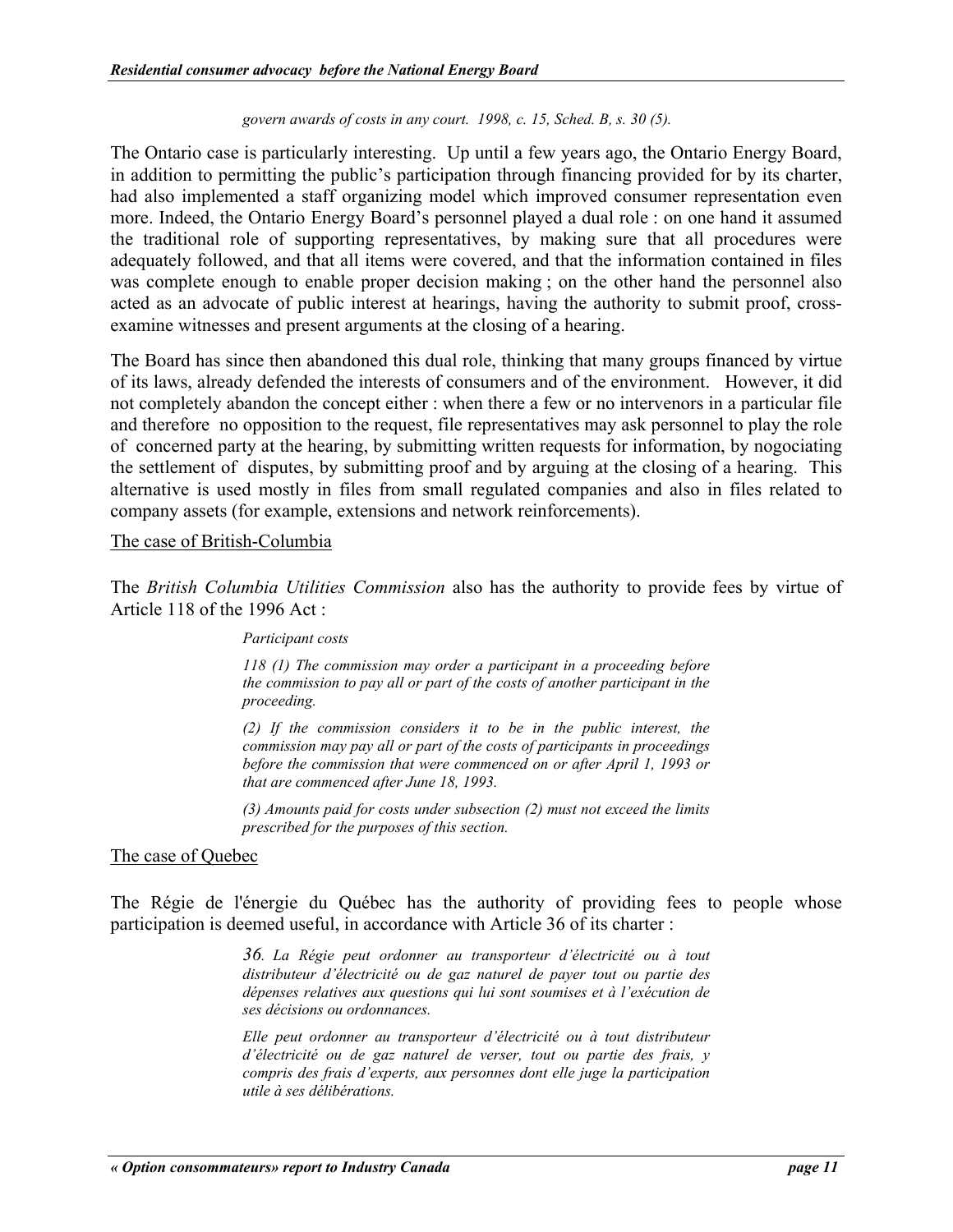*govern awards of costs in any court. 1998, c. 15, Sched. B, s. 30 (5).*

The Ontario case is particularly interesting. Up until a few years ago, the Ontario Energy Board, in addition to permitting the public's participation through financing provided for by its charter, had also implemented a staff organizing model which improved consumer representation even more. Indeed, the Ontario Energy Board's personnel played a dual role : on one hand it assumed the traditional role of supporting representatives, by making sure that all procedures were adequately followed, and that all items were covered, and that the information contained in files was complete enough to enable proper decision making ; on the other hand the personnel also acted as an advocate of public interest at hearings, having the authority to submit proof, cross-examine witnesses and present arguments at the closing of a hearing.

The Board has since then abandoned this dual role, thinking that many groups financed by virtue of its laws, already defended the interests of consumers and of the environment. However, it did not completely abandon the concept either : when there a few or no intervenors in a particular file and therefore no opposition to the request, file representatives may ask personnel to play the role of concerned party at the hearing, by submitting written requests for information, by nogociating the settlement of disputes, by submitting proof and by arguing at the closing of a hearing. This alternative is used mostly in files from small regulated companies and also in files related to company assets (for example, extensions and network reinforcements).

The case of British-Columbia

The *British Columbia Utilities Commission* also has the authority to provide fees by virtue of Article 118 of the 1996 Act :

> *Participant costs*
>
> *118 (1) The commission may order a participant in a proceeding before the commission to pay all or part of the costs of another participant in the proceeding.*
>
> *(2) If the commission considers it to be in the public interest, the commission may pay all or part of the costs of participants in proceedings before the commission that were commenced on or after April 1, 1993 or that are commenced after June 18, 1993.*
>
> *(3) Amounts paid for costs under subsection (2) must not exceed the limits prescribed for the purposes of this section.*

The case of Quebec

The Régie de l'énergie du Québec has the authority of providing fees to people whose participation is deemed useful, in accordance with Article 36 of its charter :

> *36. La Régie peut ordonner au transporteur d'électricité ou à tout distributeur d'électricité ou de gaz naturel de payer tout ou partie des dépenses relatives aux questions qui lui sont soumises et à l'exécution de ses décisions ou ordonnances.*
>
> *Elle peut ordonner au transporteur d'électricité ou à tout distributeur d'électricité ou de gaz naturel de verser, tout ou partie des frais, y compris des frais d'experts, aux personnes dont elle juge la participation utile à ses délibérations.*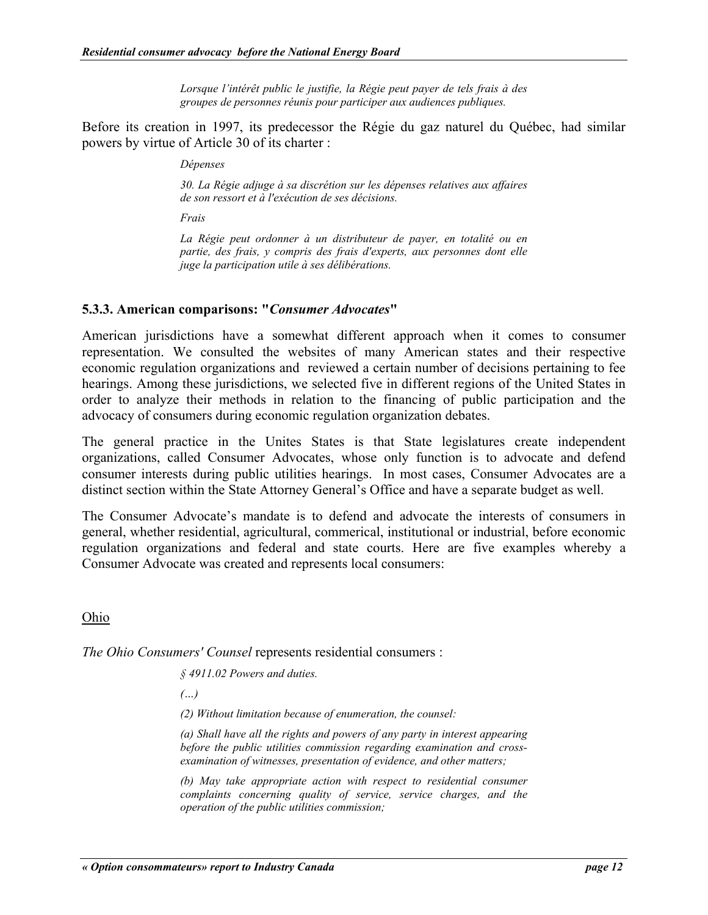> *Lorsque l'intérêt public le justifie, la Régie peut payer de tels frais à des groupes de personnes réunis pour participer aux audiences publiques.*

Before its creation in 1997, its predecessor the Régie du gaz naturel du Québec, had similar powers by virtue of Article 30 of its charter :

> *Dépenses*
>
> *30. La Régie adjuge à sa discrétion sur les dépenses relatives aux affaires de son ressort et à l'exécution de ses décisions.*
>
> *Frais*
>
> *La Régie peut ordonner à un distributeur de payer, en totalité ou en partie, des frais, y compris des frais d'experts, aux personnes dont elle juge la participation utile à ses délibérations.*

### 5.3.3. American comparisons: "*Consumer Advocates*"

American jurisdictions have a somewhat different approach when it comes to consumer representation. We consulted the websites of many American states and their respective economic regulation organizations and reviewed a certain number of decisions pertaining to fee hearings. Among these jurisdictions, we selected five in different regions of the United States in order to analyze their methods in relation to the financing of public participation and the advocacy of consumers during economic regulation organization debates.

The general practice in the Unites States is that State legislatures create independent organizations, called Consumer Advocates, whose only function is to advocate and defend consumer interests during public utilities hearings. In most cases, Consumer Advocates are a distinct section within the State Attorney General's Office and have a separate budget as well.

The Consumer Advocate's mandate is to defend and advocate the interests of consumers in general, whether residential, agricultural, commerical, institutional or industrial, before economic regulation organizations and federal and state courts. Here are five examples whereby a Consumer Advocate was created and represents local consumers:

<u>Ohio</u>

*The Ohio Consumers' Counsel* represents residential consumers :

> *§ 4911.02 Powers and duties.*
>
> *(…)*
>
> *(2) Without limitation because of enumeration, the counsel:*
>
> *(a) Shall have all the rights and powers of any party in interest appearing before the public utilities commission regarding examination and cross-examination of witnesses, presentation of evidence, and other matters;*
>
> *(b) May take appropriate action with respect to residential consumer complaints concerning quality of service, service charges, and the operation of the public utilities commission;*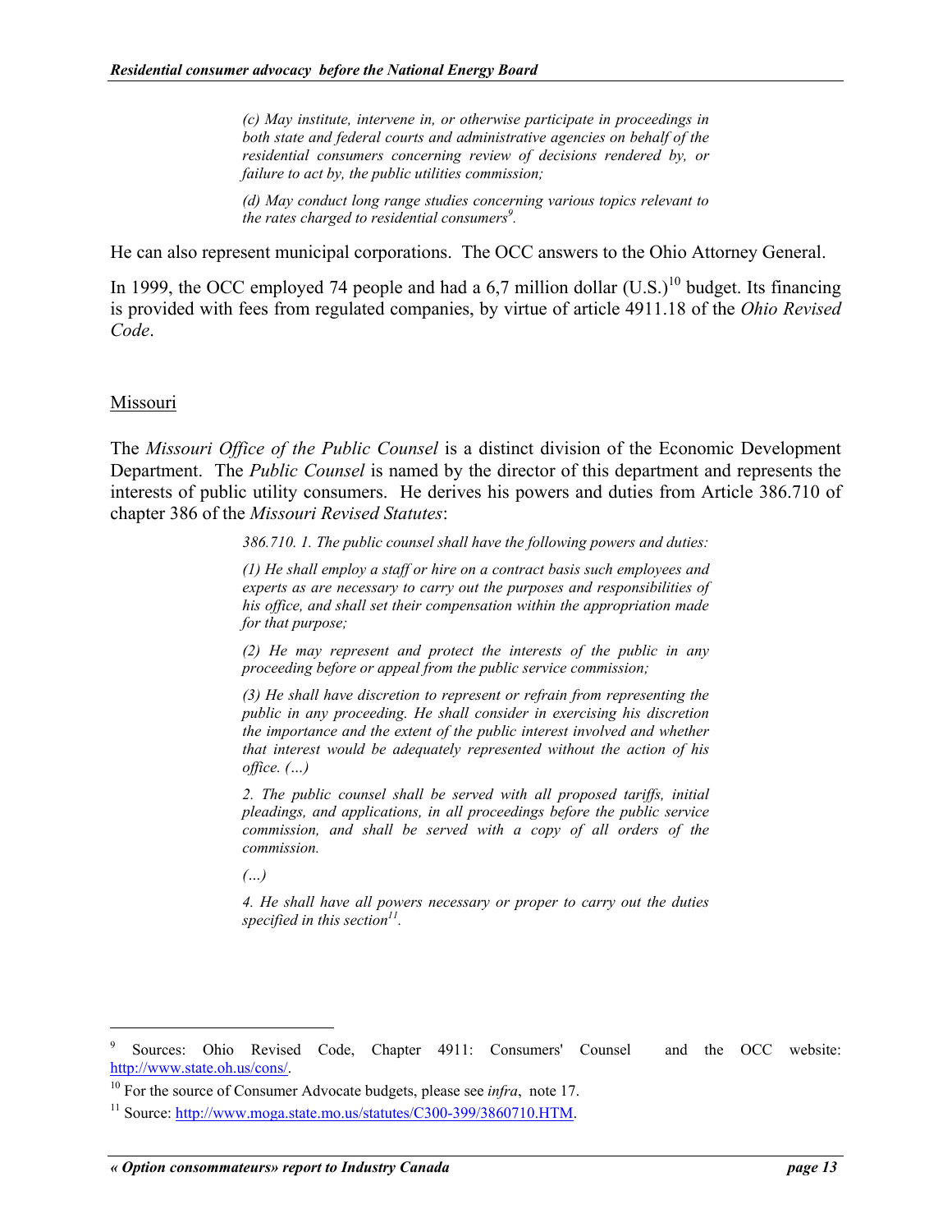> *(c) May institute, intervene in, or otherwise participate in proceedings in both state and federal courts and administrative agencies on behalf of the residential consumers concerning review of decisions rendered by, or failure to act by, the public utilities commission;*
>
> *(d) May conduct long range studies concerning various topics relevant to the rates charged to residential consumers*[9].

He can also represent municipal corporations. The OCC answers to the Ohio Attorney General.

In 1999, the OCC employed 74 people and had a 6,7 million dollar (U.S.)[10] budget. Its financing is provided with fees from regulated companies, by virtue of article 4911.18 of the *Ohio Revised Code*.

Missouri

The *Missouri Office of the Public Counsel* is a distinct division of the Economic Development Department. The *Public Counsel* is named by the director of this department and represents the interests of public utility consumers. He derives his powers and duties from Article 386.710 of chapter 386 of the *Missouri Revised Statutes*:

> *386.710. 1. The public counsel shall have the following powers and duties:*
>
> *(1) He shall employ a staff or hire on a contract basis such employees and experts as are necessary to carry out the purposes and responsibilities of his office, and shall set their compensation within the appropriation made for that purpose;*
>
> *(2) He may represent and protect the interests of the public in any proceeding before or appeal from the public service commission;*
>
> *(3) He shall have discretion to represent or refrain from representing the public in any proceeding. He shall consider in exercising his discretion the importance and the extent of the public interest involved and whether that interest would be adequately represented without the action of his office. (…)*
>
> *2. The public counsel shall be served with all proposed tariffs, initial pleadings, and applications, in all proceedings before the public service commission, and shall be served with a copy of all orders of the commission.*
>
> *(…)*
>
> *4. He shall have all powers necessary or proper to carry out the duties specified in this section*[11].

---

[9] Sources: Ohio Revised Code, Chapter 4911: Consumers' Counsel and the OCC website: http://www.state.oh.us/cons/.

[10] For the source of Consumer Advocate budgets, please see *infra*, note 17.

[11] Source: http://www.moga.state.mo.us/statutes/C300-399/3860710.HTM.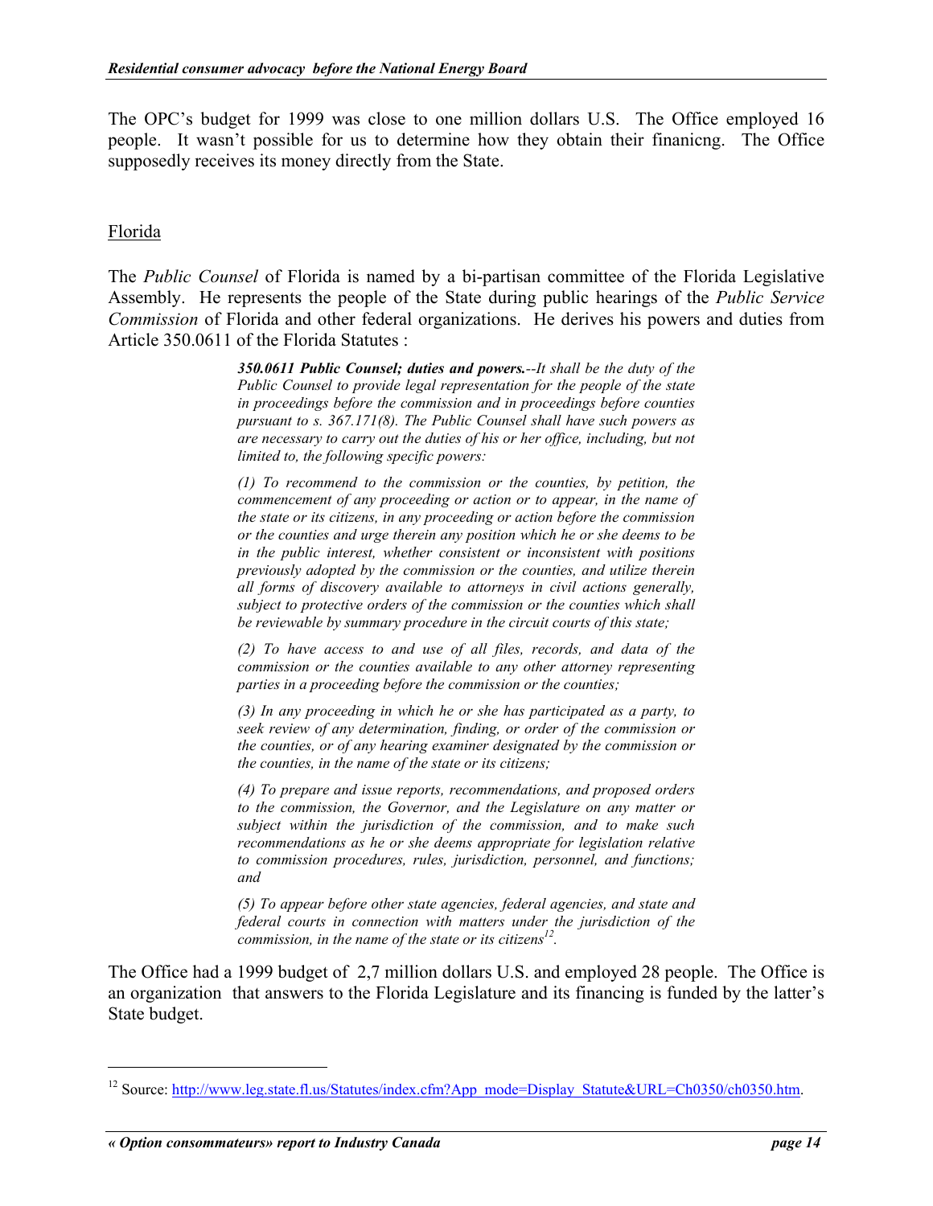The OPC's budget for 1999 was close to one million dollars U.S. The Office employed 16 people. It wasn't possible for us to determine how they obtain their finanicng. The Office supposedly receives its money directly from the State.

## Florida

The *Public Counsel* of Florida is named by a bi-partisan committee of the Florida Legislative Assembly. He represents the people of the State during public hearings of the *Public Service Commission* of Florida and other federal organizations. He derives his powers and duties from Article 350.0611 of the Florida Statutes :

> ***350.0611 Public Counsel; duties and powers.****--It shall be the duty of the Public Counsel to provide legal representation for the people of the state in proceedings before the commission and in proceedings before counties pursuant to s. 367.171(8). The Public Counsel shall have such powers as are necessary to carry out the duties of his or her office, including, but not limited to, the following specific powers:*
>
> *(1) To recommend to the commission or the counties, by petition, the commencement of any proceeding or action or to appear, in the name of the state or its citizens, in any proceeding or action before the commission or the counties and urge therein any position which he or she deems to be in the public interest, whether consistent or inconsistent with positions previously adopted by the commission or the counties, and utilize therein all forms of discovery available to attorneys in civil actions generally, subject to protective orders of the commission or the counties which shall be reviewable by summary procedure in the circuit courts of this state;*
>
> *(2) To have access to and use of all files, records, and data of the commission or the counties available to any other attorney representing parties in a proceeding before the commission or the counties;*
>
> *(3) In any proceeding in which he or she has participated as a party, to seek review of any determination, finding, or order of the commission or the counties, or of any hearing examiner designated by the commission or the counties, in the name of the state or its citizens;*
>
> *(4) To prepare and issue reports, recommendations, and proposed orders to the commission, the Governor, and the Legislature on any matter or subject within the jurisdiction of the commission, and to make such recommendations as he or she deems appropriate for legislation relative to commission procedures, rules, jurisdiction, personnel, and functions; and*
>
> *(5) To appear before other state agencies, federal agencies, and state and federal courts in connection with matters under the jurisdiction of the commission, in the name of the state or its citizens*[12].

The Office had a 1999 budget of 2,7 million dollars U.S. and employed 28 people. The Office is an organization that answers to the Florida Legislature and its financing is funded by the latter's State budget.

---

[12] Source: http://www.leg.state.fl.us/Statutes/index.cfm?App_mode=Display_Statute&URL=Ch0350/ch0350.htm.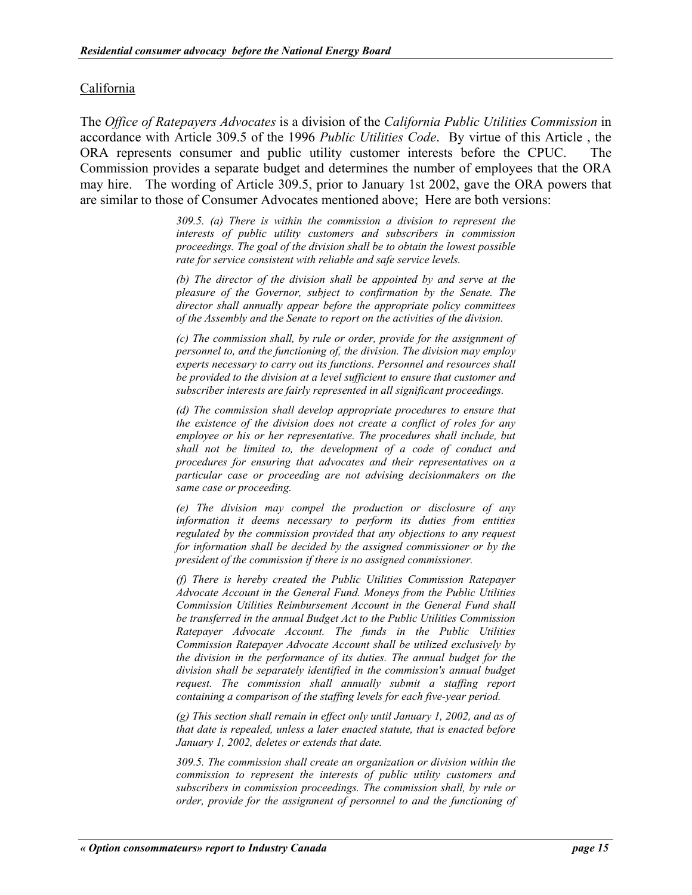California

The *Office of Ratepayers Advocates* is a division of the *California Public Utilities Commission* in accordance with Article 309.5 of the 1996 *Public Utilities Code*. By virtue of this Article , the ORA represents consumer and public utility customer interests before the CPUC. The Commission provides a separate budget and determines the number of employees that the ORA may hire. The wording of Article 309.5, prior to January 1st 2002, gave the ORA powers that are similar to those of Consumer Advocates mentioned above; Here are both versions:

> *309.5. (a) There is within the commission a division to represent the interests of public utility customers and subscribers in commission proceedings. The goal of the division shall be to obtain the lowest possible rate for service consistent with reliable and safe service levels.*
>
> *(b) The director of the division shall be appointed by and serve at the pleasure of the Governor, subject to confirmation by the Senate. The director shall annually appear before the appropriate policy committees of the Assembly and the Senate to report on the activities of the division.*
>
> *(c) The commission shall, by rule or order, provide for the assignment of personnel to, and the functioning of, the division. The division may employ experts necessary to carry out its functions. Personnel and resources shall be provided to the division at a level sufficient to ensure that customer and subscriber interests are fairly represented in all significant proceedings.*
>
> *(d) The commission shall develop appropriate procedures to ensure that the existence of the division does not create a conflict of roles for any employee or his or her representative. The procedures shall include, but shall not be limited to, the development of a code of conduct and procedures for ensuring that advocates and their representatives on a particular case or proceeding are not advising decisionmakers on the same case or proceeding.*
>
> *(e) The division may compel the production or disclosure of any information it deems necessary to perform its duties from entities regulated by the commission provided that any objections to any request for information shall be decided by the assigned commissioner or by the president of the commission if there is no assigned commissioner.*
>
> *(f) There is hereby created the Public Utilities Commission Ratepayer Advocate Account in the General Fund. Moneys from the Public Utilities Commission Utilities Reimbursement Account in the General Fund shall be transferred in the annual Budget Act to the Public Utilities Commission Ratepayer Advocate Account. The funds in the Public Utilities Commission Ratepayer Advocate Account shall be utilized exclusively by the division in the performance of its duties. The annual budget for the division shall be separately identified in the commission's annual budget request. The commission shall annually submit a staffing report containing a comparison of the staffing levels for each five-year period.*
>
> *(g) This section shall remain in effect only until January 1, 2002, and as of that date is repealed, unless a later enacted statute, that is enacted before January 1, 2002, deletes or extends that date.*
>
> *309.5. The commission shall create an organization or division within the commission to represent the interests of public utility customers and subscribers in commission proceedings. The commission shall, by rule or order, provide for the assignment of personnel to and the functioning of*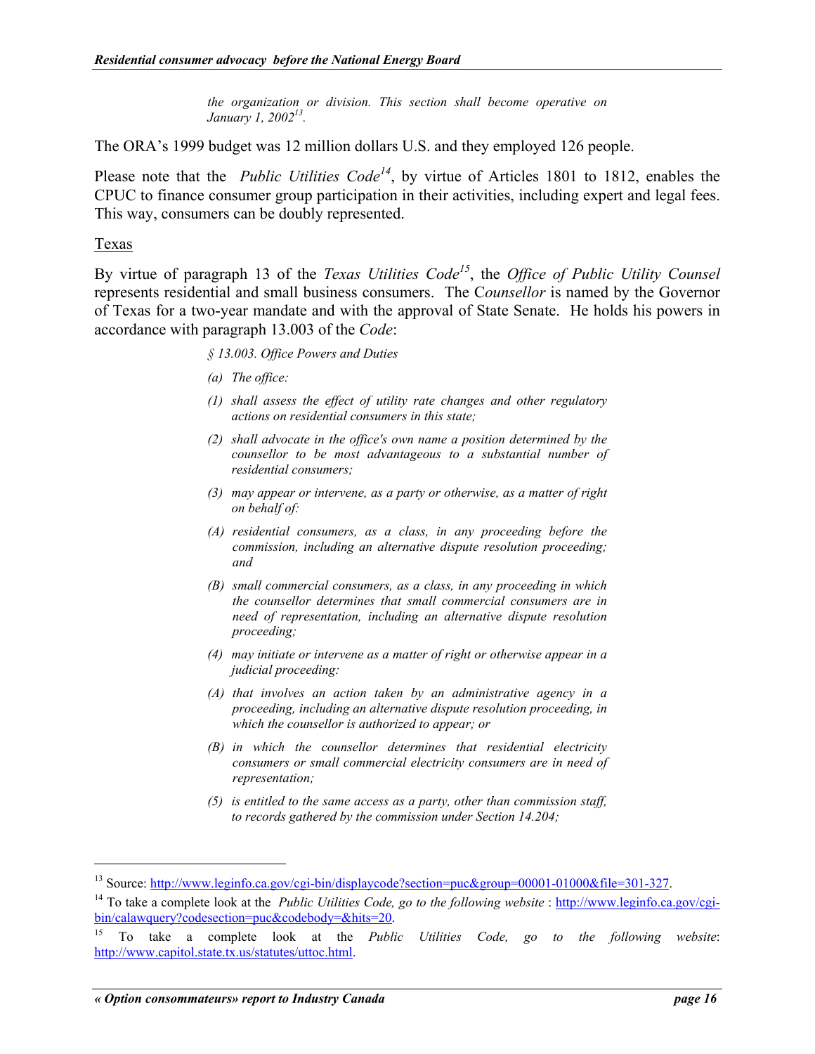*the organization or division. This section shall become operative on January 1, 2002*[13]*.*

The ORA's 1999 budget was 12 million dollars U.S. and they employed 126 people.

Please note that the *Public Utilities Code*[14], by virtue of Articles 1801 to 1812, enables the CPUC to finance consumer group participation in their activities, including expert and legal fees. This way, consumers can be doubly represented.

Texas

By virtue of paragraph 13 of the *Texas Utilities Code*[15], the *Office of Public Utility Counsel* represents residential and small business consumers. The C*ounsellor* is named by the Governor of Texas for a two-year mandate and with the approval of State Senate. He holds his powers in accordance with paragraph 13.003 of the *Code*:

> *§ 13.003. Office Powers and Duties*
>
> *(a) The office:*
>
> *(1) shall assess the effect of utility rate changes and other regulatory actions on residential consumers in this state;*
>
> *(2) shall advocate in the office's own name a position determined by the counsellor to be most advantageous to a substantial number of residential consumers;*
>
> *(3) may appear or intervene, as a party or otherwise, as a matter of right on behalf of:*
>
> *(A) residential consumers, as a class, in any proceeding before the commission, including an alternative dispute resolution proceeding; and*
>
> *(B) small commercial consumers, as a class, in any proceeding in which the counsellor determines that small commercial consumers are in need of representation, including an alternative dispute resolution proceeding;*
>
> *(4) may initiate or intervene as a matter of right or otherwise appear in a judicial proceeding:*
>
> *(A) that involves an action taken by an administrative agency in a proceeding, including an alternative dispute resolution proceeding, in which the counsellor is authorized to appear; or*
>
> *(B) in which the counsellor determines that residential electricity consumers or small commercial electricity consumers are in need of representation;*
>
> *(5) is entitled to the same access as a party, other than commission staff, to records gathered by the commission under Section 14.204;*

---

[13] Source: http://www.leginfo.ca.gov/cgi-bin/displaycode?section=puc&group=00001-01000&file=301-327.

[14] To take a complete look at the *Public Utilities Code, go to the following website* : http://www.leginfo.ca.gov/cgi-bin/calawquery?codesection=puc&codebody=&hits=20.

[15] To take a complete look at the *Public Utilities Code, go to the following website*: http://www.capitol.state.tx.us/statutes/uttoc.html.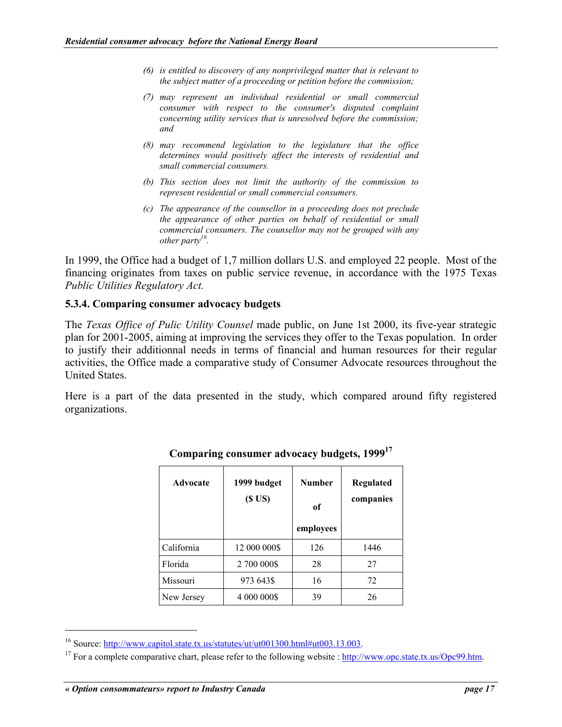> (6) *is entitled to discovery of any nonprivileged matter that is relevant to the subject matter of a proceeding or petition before the commission;*
>
> (7) *may represent an individual residential or small commercial consumer with respect to the consumer's disputed complaint concerning utility services that is unresolved before the commission; and*
>
> (8) *may recommend legislation to the legislature that the office determines would positively affect the interests of residential and small commercial consumers.*
>
> (b) *This section does not limit the authority of the commission to represent residential or small commercial consumers.*
>
> (c) *The appearance of the counsellor in a proceeding does not preclude the appearance of other parties on behalf of residential or small commercial consumers. The counsellor may not be grouped with any other party*[16]*.*

In 1999, the Office had a budget of 1,7 million dollars U.S. and employed 22 people. Most of the financing originates from taxes on public service revenue, in accordance with the 1975 Texas *Public Utilities Regulatory Act.*

### 5.3.4. Comparing consumer advocacy budgets

The *Texas Office of Pulic Utility Counsel* made public, on June 1st 2000, its five-year strategic plan for 2001-2005, aiming at improving the services they offer to the Texas population. In order to justify their additionnal needs in terms of financial and human resources for their regular activities, the Office made a comparative study of Consumer Advocate resources throughout the United States.

Here is a part of the data presented in the study, which compared around fifty registered organizations.

**Comparing consumer advocacy budgets, 1999**[17]

| Advocate | 1999 budget ($ US) | Number of employees | Regulated companies |
|---|---|---|---|
| California | 12 000 000$ | 126 | 1446 |
| Florida | 2 700 000$ | 28 | 27 |
| Missouri | 973 643$ | 16 | 72 |
| New Jersey | 4 000 000$ | 39 | 26 |

---

[16] Source: http://www.capitol.state.tx.us/statutes/ut/ut001300.html#ut003.13.003.

[17] For a complete comparative chart, please refer to the following website : http://www.opc.state.tx.us/Opc99.htm.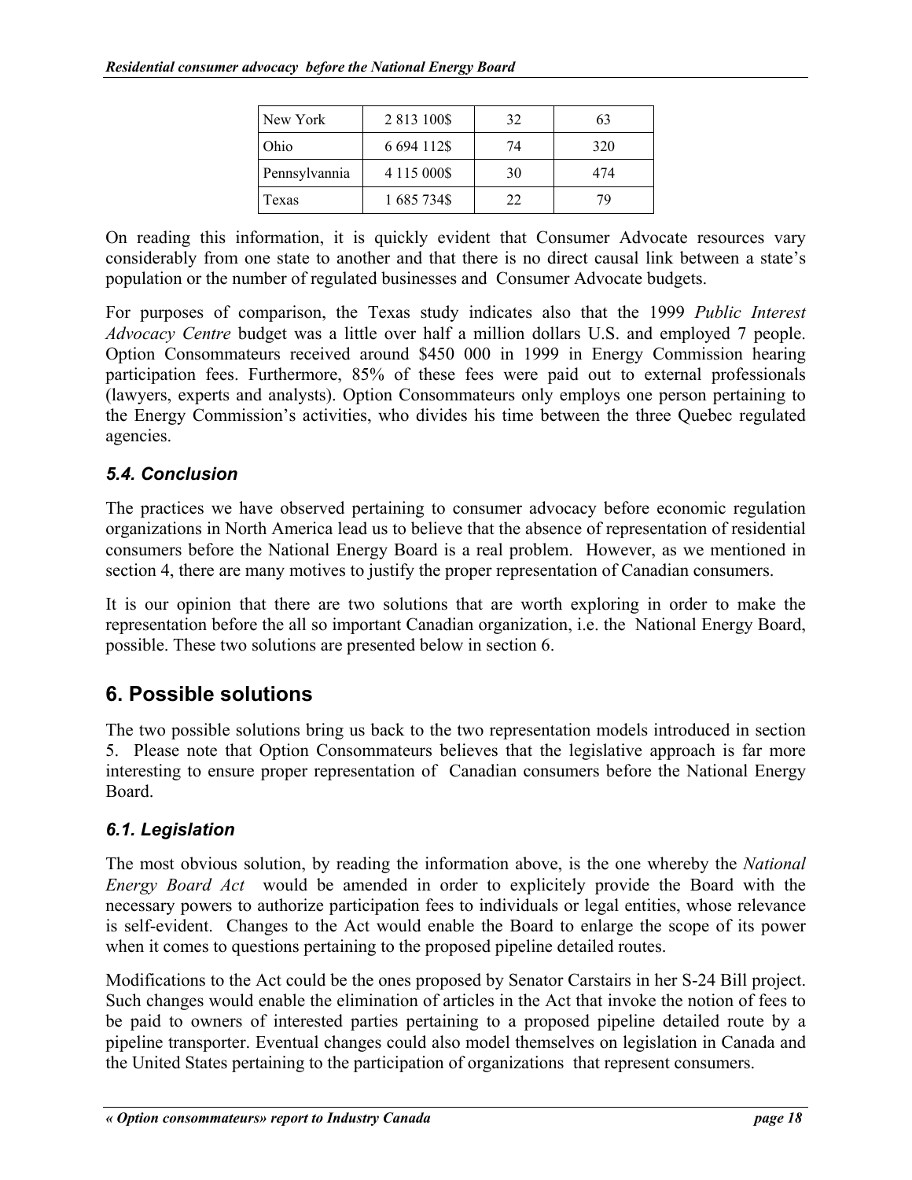| New York | 2 813 100$ | 32 | 63 |
|---|---|---|---|
| Ohio | 6 694 112$ | 74 | 320 |
| Pennsylvannia | 4 115 000$ | 30 | 474 |
| Texas | 1 685 734$ | 22 | 79 |

On reading this information, it is quickly evident that Consumer Advocate resources vary considerably from one state to another and that there is no direct causal link between a state's population or the number of regulated businesses and Consumer Advocate budgets.

For purposes of comparison, the Texas study indicates also that the 1999 *Public Interest Advocacy Centre* budget was a little over half a million dollars U.S. and employed 7 people. Option Consommateurs received around $450 000 in 1999 in Energy Commission hearing participation fees. Furthermore, 85% of these fees were paid out to external professionals (lawyers, experts and analysts). Option Consommateurs only employs one person pertaining to the Energy Commission's activities, who divides his time between the three Quebec regulated agencies.

### *5.4. Conclusion*

The practices we have observed pertaining to consumer advocacy before economic regulation organizations in North America lead us to believe that the absence of representation of residential consumers before the National Energy Board is a real problem. However, as we mentioned in section 4, there are many motives to justify the proper representation of Canadian consumers.

It is our opinion that there are two solutions that are worth exploring in order to make the representation before the all so important Canadian organization, i.e. the National Energy Board, possible. These two solutions are presented below in section 6.

## 6. Possible solutions

The two possible solutions bring us back to the two representation models introduced in section 5. Please note that Option Consommateurs believes that the legislative approach is far more interesting to ensure proper representation of Canadian consumers before the National Energy Board.

### *6.1. Legislation*

The most obvious solution, by reading the information above, is the one whereby the *National Energy Board Act* would be amended in order to explicitely provide the Board with the necessary powers to authorize participation fees to individuals or legal entities, whose relevance is self-evident. Changes to the Act would enable the Board to enlarge the scope of its power when it comes to questions pertaining to the proposed pipeline detailed routes.

Modifications to the Act could be the ones proposed by Senator Carstairs in her S-24 Bill project. Such changes would enable the elimination of articles in the Act that invoke the notion of fees to be paid to owners of interested parties pertaining to a proposed pipeline detailed route by a pipeline transporter. Eventual changes could also model themselves on legislation in Canada and the United States pertaining to the participation of organizations that represent consumers.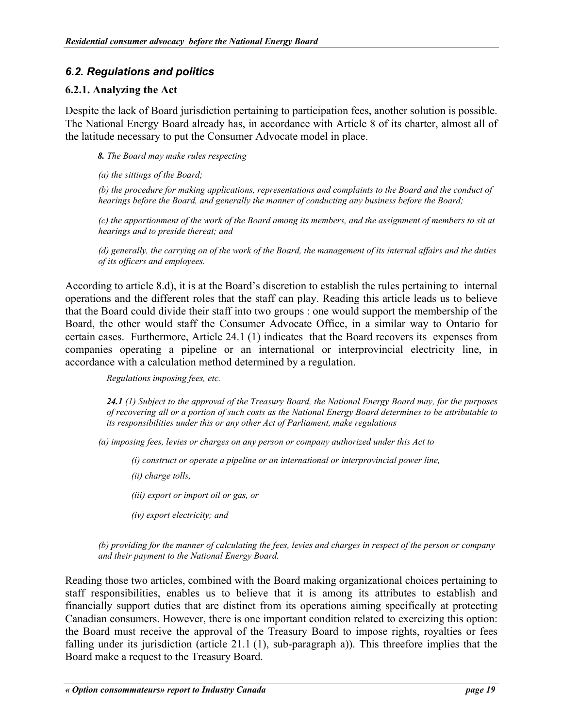## *6.2. Regulations and politics*

### 6.2.1. Analyzing the Act

Despite the lack of Board jurisdiction pertaining to participation fees, another solution is possible. The National Energy Board already has, in accordance with Article 8 of its charter, almost all of the latitude necessary to put the Consumer Advocate model in place.

> ***8.*** *The Board may make rules respecting*
>
> *(a) the sittings of the Board;*
>
> *(b) the procedure for making applications, representations and complaints to the Board and the conduct of hearings before the Board, and generally the manner of conducting any business before the Board;*
>
> *(c) the apportionment of the work of the Board among its members, and the assignment of members to sit at hearings and to preside thereat; and*
>
> *(d) generally, the carrying on of the work of the Board, the management of its internal affairs and the duties of its officers and employees.*

According to article 8.d), it is at the Board's discretion to establish the rules pertaining to internal operations and the different roles that the staff can play. Reading this article leads us to believe that the Board could divide their staff into two groups : one would support the membership of the Board, the other would staff the Consumer Advocate Office, in a similar way to Ontario for certain cases. Furthermore, Article 24.1 (1) indicates that the Board recovers its expenses from companies operating a pipeline or an international or interprovincial electricity line, in accordance with a calculation method determined by a regulation.

> *Regulations imposing fees, etc.*
>
> ***24.1*** *(1) Subject to the approval of the Treasury Board, the National Energy Board may, for the purposes of recovering all or a portion of such costs as the National Energy Board determines to be attributable to its responsibilities under this or any other Act of Parliament, make regulations*
>
> *(a) imposing fees, levies or charges on any person or company authorized under this Act to*
>
> *(i) construct or operate a pipeline or an international or interprovincial power line,*
>
> *(ii) charge tolls,*
>
> *(iii) export or import oil or gas, or*
>
> *(iv) export electricity; and*
>
> *(b) providing for the manner of calculating the fees, levies and charges in respect of the person or company and their payment to the National Energy Board.*

Reading those two articles, combined with the Board making organizational choices pertaining to staff responsibilities, enables us to believe that it is among its attributes to establish and financially support duties that are distinct from its operations aiming specifically at protecting Canadian consumers. However, there is one important condition related to exercizing this option: the Board must receive the approval of the Treasury Board to impose rights, royalties or fees falling under its jurisdiction (article 21.1 (1), sub-paragraph a)). This threefore implies that the Board make a request to the Treasury Board.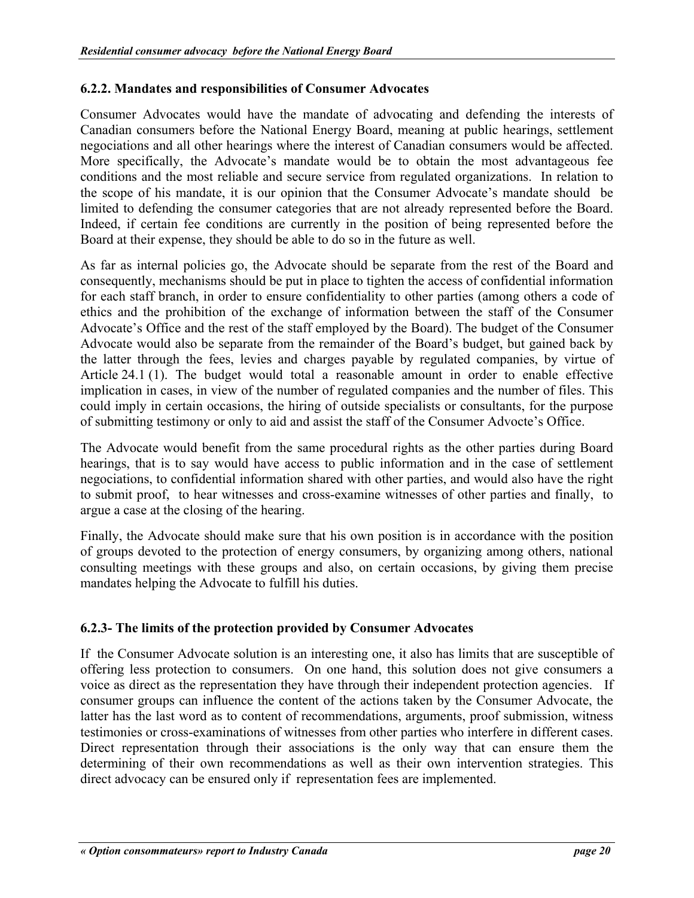### 6.2.2. Mandates and responsibilities of Consumer Advocates

Consumer Advocates would have the mandate of advocating and defending the interests of Canadian consumers before the National Energy Board, meaning at public hearings, settlement negociations and all other hearings where the interest of Canadian consumers would be affected. More specifically, the Advocate's mandate would be to obtain the most advantageous fee conditions and the most reliable and secure service from regulated organizations. In relation to the scope of his mandate, it is our opinion that the Consumer Advocate's mandate should be limited to defending the consumer categories that are not already represented before the Board. Indeed, if certain fee conditions are currently in the position of being represented before the Board at their expense, they should be able to do so in the future as well.

As far as internal policies go, the Advocate should be separate from the rest of the Board and consequently, mechanisms should be put in place to tighten the access of confidential information for each staff branch, in order to ensure confidentiality to other parties (among others a code of ethics and the prohibition of the exchange of information between the staff of the Consumer Advocate's Office and the rest of the staff employed by the Board). The budget of the Consumer Advocate would also be separate from the remainder of the Board's budget, but gained back by the latter through the fees, levies and charges payable by regulated companies, by virtue of Article 24.1 (1). The budget would total a reasonable amount in order to enable effective implication in cases, in view of the number of regulated companies and the number of files. This could imply in certain occasions, the hiring of outside specialists or consultants, for the purpose of submitting testimony or only to aid and assist the staff of the Consumer Advocte's Office.

The Advocate would benefit from the same procedural rights as the other parties during Board hearings, that is to say would have access to public information and in the case of settlement negociations, to confidential information shared with other parties, and would also have the right to submit proof, to hear witnesses and cross-examine witnesses of other parties and finally, to argue a case at the closing of the hearing.

Finally, the Advocate should make sure that his own position is in accordance with the position of groups devoted to the protection of energy consumers, by organizing among others, national consulting meetings with these groups and also, on certain occasions, by giving them precise mandates helping the Advocate to fulfill his duties.

### 6.2.3- The limits of the protection provided by Consumer Advocates

If the Consumer Advocate solution is an interesting one, it also has limits that are susceptible of offering less protection to consumers. On one hand, this solution does not give consumers a voice as direct as the representation they have through their independent protection agencies. If consumer groups can influence the content of the actions taken by the Consumer Advocate, the latter has the last word as to content of recommendations, arguments, proof submission, witness testimonies or cross-examinations of witnesses from other parties who interfere in different cases. Direct representation through their associations is the only way that can ensure them the determining of their own recommendations as well as their own intervention strategies. This direct advocacy can be ensured only if representation fees are implemented.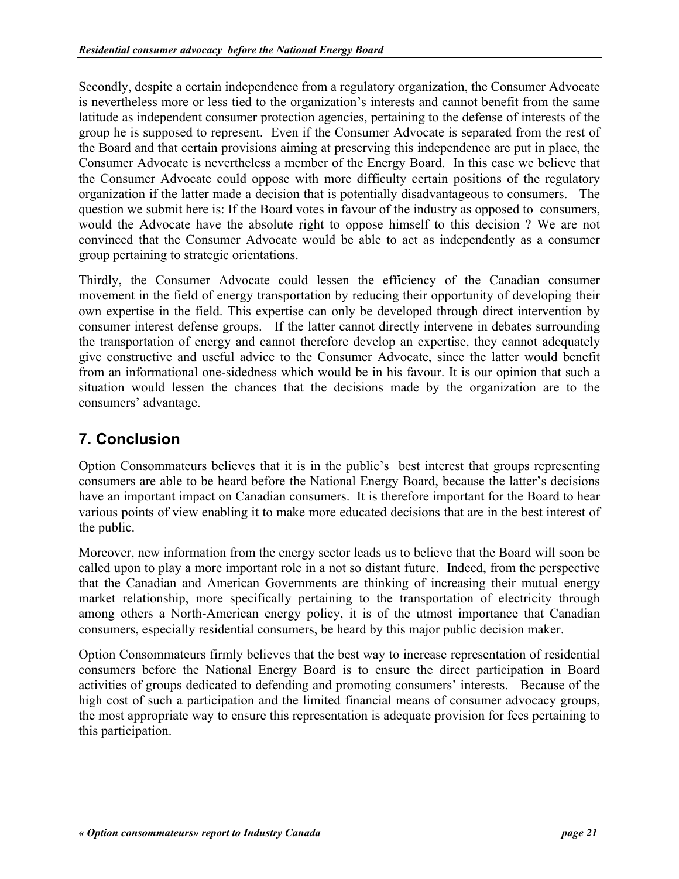Secondly, despite a certain independence from a regulatory organization, the Consumer Advocate is nevertheless more or less tied to the organization's interests and cannot benefit from the same latitude as independent consumer protection agencies, pertaining to the defense of interests of the group he is supposed to represent. Even if the Consumer Advocate is separated from the rest of the Board and that certain provisions aiming at preserving this independence are put in place, the Consumer Advocate is nevertheless a member of the Energy Board. In this case we believe that the Consumer Advocate could oppose with more difficulty certain positions of the regulatory organization if the latter made a decision that is potentially disadvantageous to consumers. The question we submit here is: If the Board votes in favour of the industry as opposed to consumers, would the Advocate have the absolute right to oppose himself to this decision ? We are not convinced that the Consumer Advocate would be able to act as independently as a consumer group pertaining to strategic orientations.

Thirdly, the Consumer Advocate could lessen the efficiency of the Canadian consumer movement in the field of energy transportation by reducing their opportunity of developing their own expertise in the field. This expertise can only be developed through direct intervention by consumer interest defense groups. If the latter cannot directly intervene in debates surrounding the transportation of energy and cannot therefore develop an expertise, they cannot adequately give constructive and useful advice to the Consumer Advocate, since the latter would benefit from an informational one-sidedness which would be in his favour. It is our opinion that such a situation would lessen the chances that the decisions made by the organization are to the consumers' advantage.

## 7. Conclusion

Option Consommateurs believes that it is in the public's best interest that groups representing consumers are able to be heard before the National Energy Board, because the latter's decisions have an important impact on Canadian consumers. It is therefore important for the Board to hear various points of view enabling it to make more educated decisions that are in the best interest of the public.

Moreover, new information from the energy sector leads us to believe that the Board will soon be called upon to play a more important role in a not so distant future. Indeed, from the perspective that the Canadian and American Governments are thinking of increasing their mutual energy market relationship, more specifically pertaining to the transportation of electricity through among others a North-American energy policy, it is of the utmost importance that Canadian consumers, especially residential consumers, be heard by this major public decision maker.

Option Consommateurs firmly believes that the best way to increase representation of residential consumers before the National Energy Board is to ensure the direct participation in Board activities of groups dedicated to defending and promoting consumers' interests. Because of the high cost of such a participation and the limited financial means of consumer advocacy groups, the most appropriate way to ensure this representation is adequate provision for fees pertaining to this participation.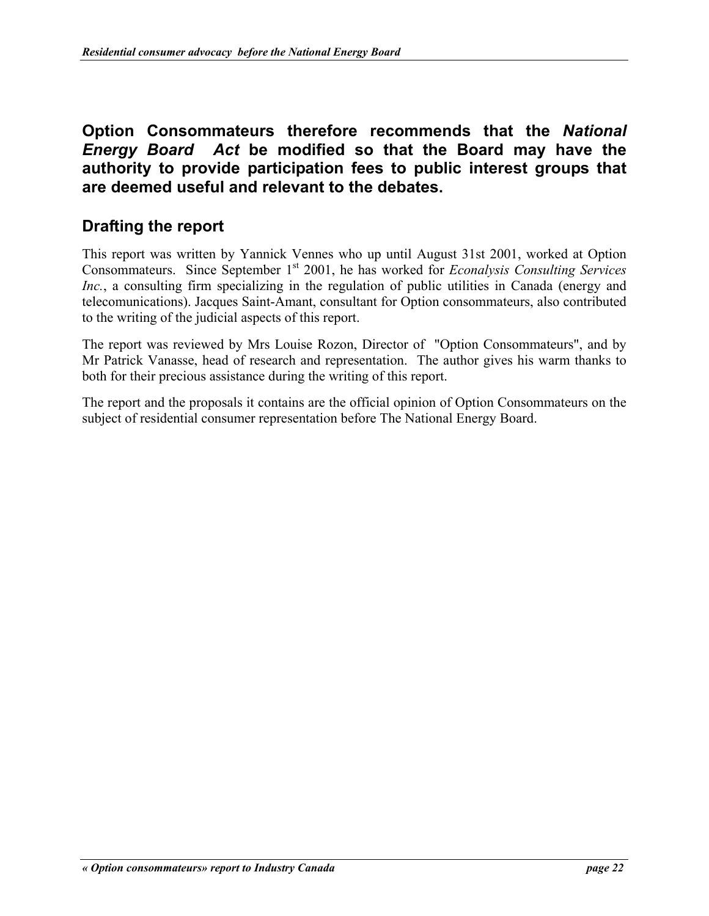**Option Consommateurs therefore recommends that the *National Energy Board Act* be modified so that the Board may have the authority to provide participation fees to public interest groups that are deemed useful and relevant to the debates.**

## Drafting the report

This report was written by Yannick Vennes who up until August 31st 2001, worked at Option Consommateurs. Since September 1st 2001, he has worked for *Econalysis Consulting Services Inc.*, a consulting firm specializing in the regulation of public utilities in Canada (energy and telecomunications). Jacques Saint-Amant, consultant for Option consommateurs, also contributed to the writing of the judicial aspects of this report.

The report was reviewed by Mrs Louise Rozon, Director of "Option Consommateurs", and by Mr Patrick Vanasse, head of research and representation. The author gives his warm thanks to both for their precious assistance during the writing of this report.

The report and the proposals it contains are the official opinion of Option Consommateurs on the subject of residential consumer representation before The National Energy Board.